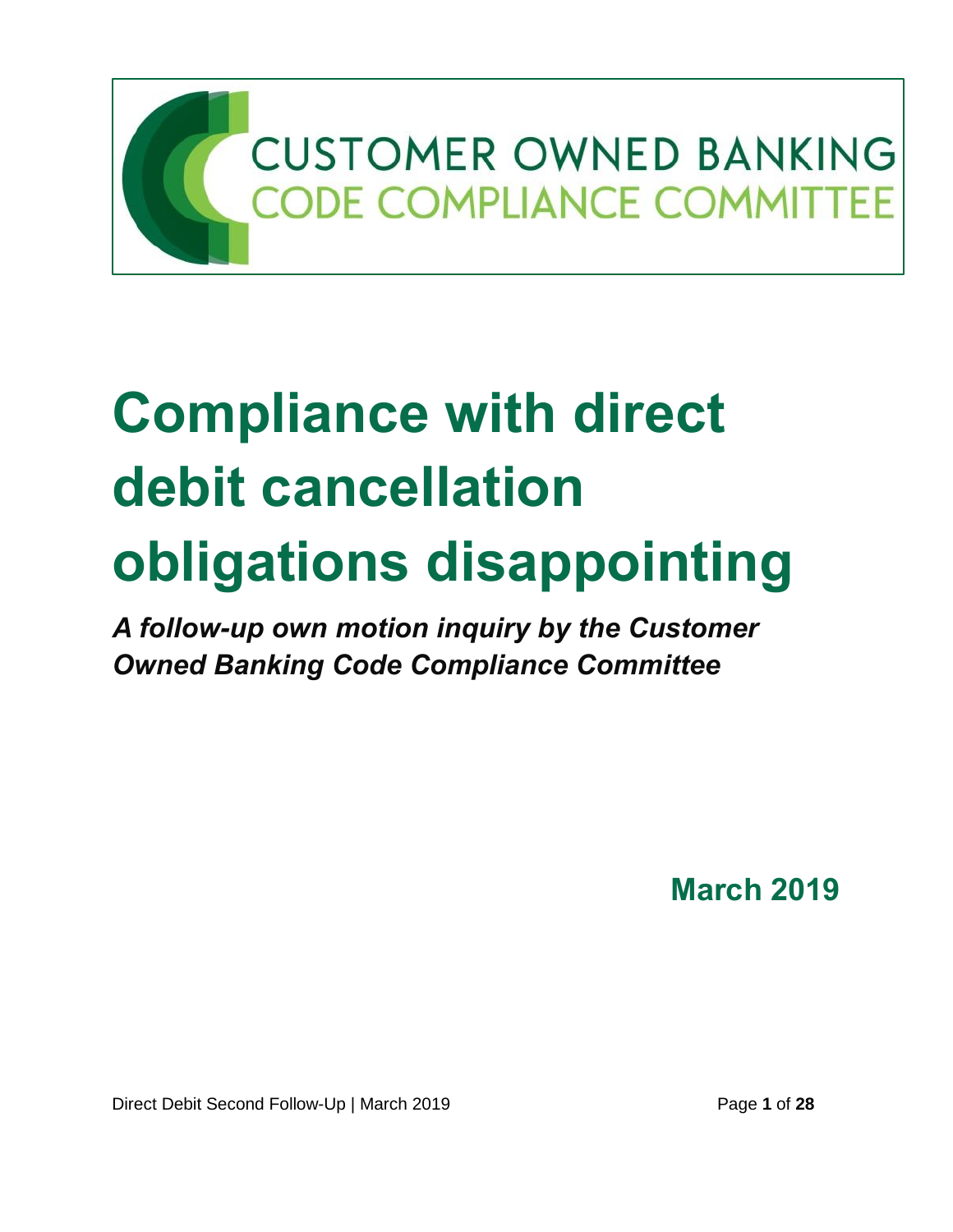CUSTOMER OWNED BANKING
CODE COMPLIANCE COMMITTEE

# Compliance with direct debit cancellation obligations disappointing

***A follow-up own motion inquiry by the Customer Owned Banking Code Compliance Committee***

**March 2019**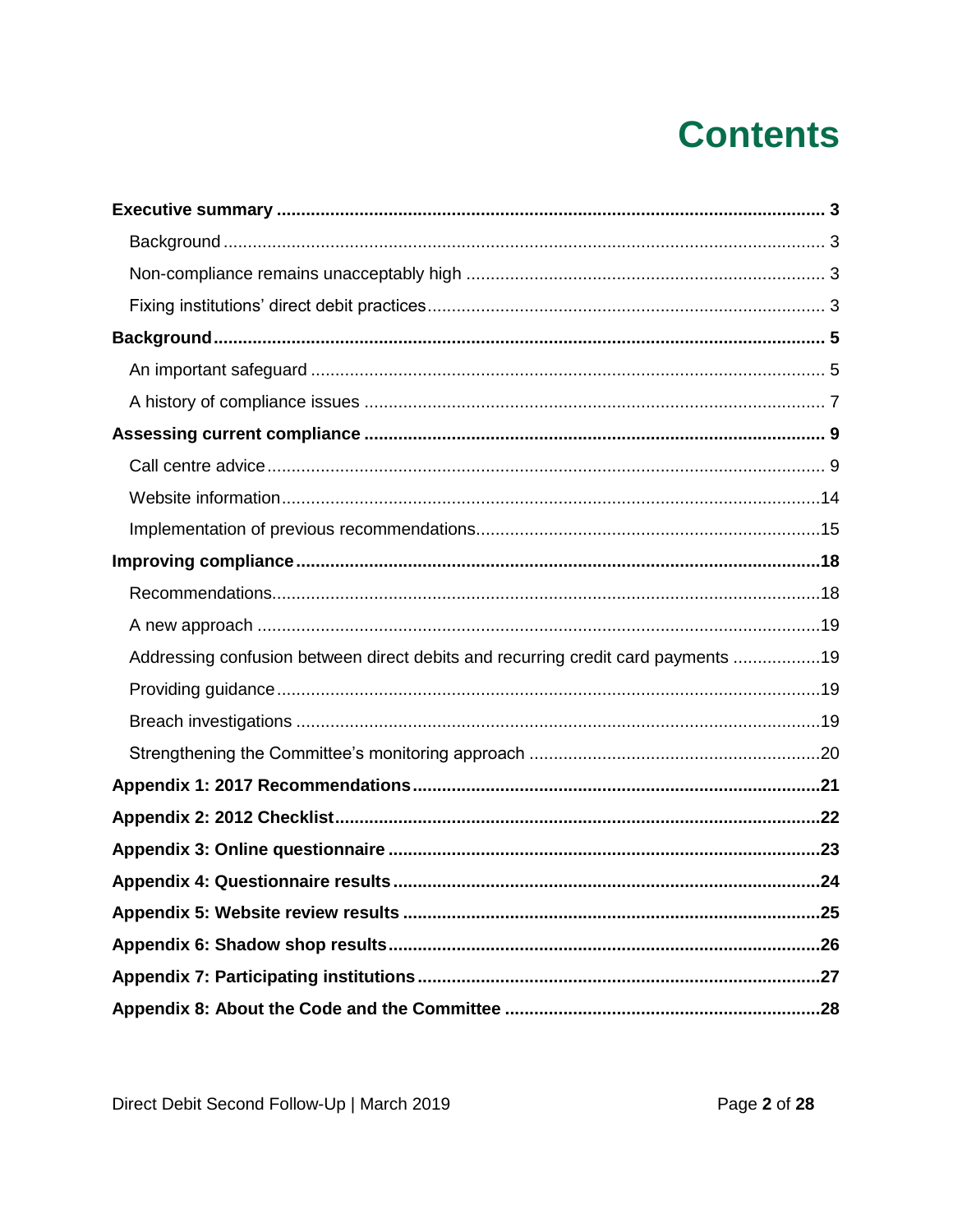# Contents

**Executive summary** ..... **3**

- Background ..... 3
- Non-compliance remains unacceptably high ..... 3
- Fixing institutions' direct debit practices ..... 3

**Background** ..... **5**

- An important safeguard ..... 5
- A history of compliance issues ..... 7

**Assessing current compliance** ..... **9**

- Call centre advice ..... 9
- Website information ..... 14
- Implementation of previous recommendations ..... 15

**Improving compliance** ..... **18**

- Recommendations ..... 18
- A new approach ..... 19
- Addressing confusion between direct debits and recurring credit card payments ..... 19
- Providing guidance ..... 19
- Breach investigations ..... 19
- Strengthening the Committee's monitoring approach ..... 20

**Appendix 1: 2017 Recommendations** ..... **21**

**Appendix 2: 2012 Checklist** ..... **22**

**Appendix 3: Online questionnaire** ..... **23**

**Appendix 4: Questionnaire results** ..... **24**

**Appendix 5: Website review results** ..... **25**

**Appendix 6: Shadow shop results** ..... **26**

**Appendix 7: Participating institutions** ..... **27**

**Appendix 8: About the Code and the Committee** ..... **28**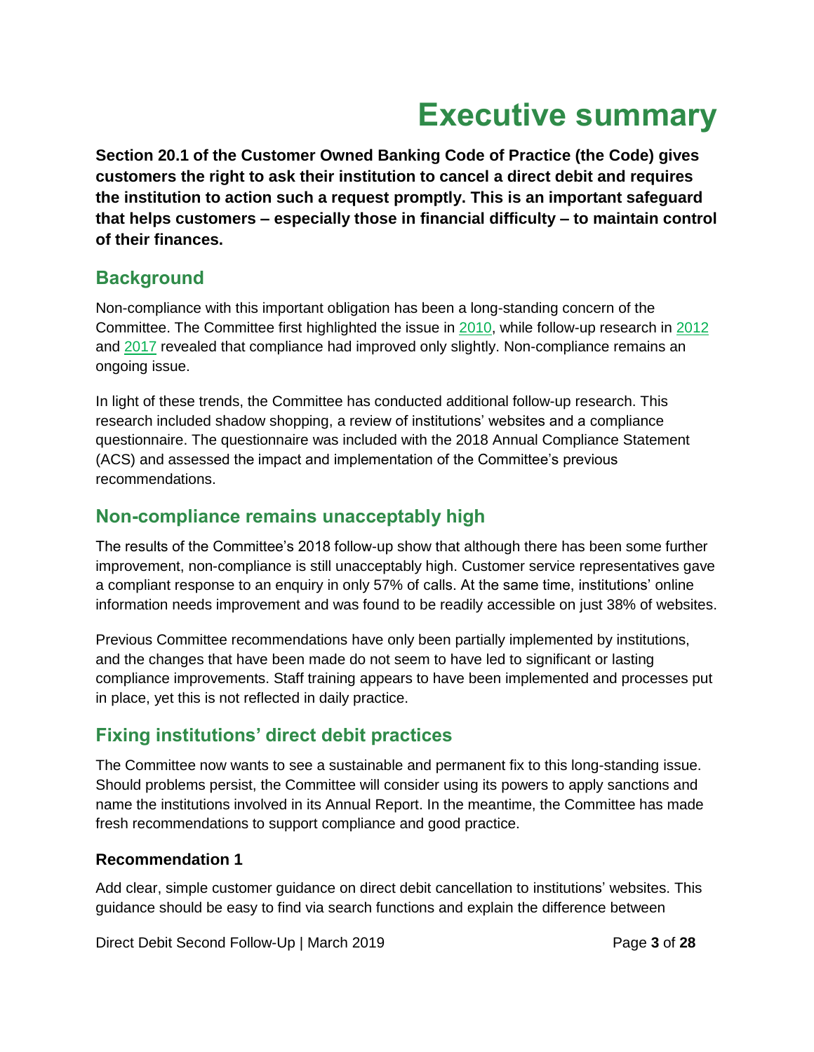# Executive summary

**Section 20.1 of the Customer Owned Banking Code of Practice (the Code) gives customers the right to ask their institution to cancel a direct debit and requires the institution to action such a request promptly. This is an important safeguard that helps customers – especially those in financial difficulty – to maintain control of their finances.**

## Background

Non-compliance with this important obligation has been a long-standing concern of the Committee. The Committee first highlighted the issue in 2010, while follow-up research in 2012 and 2017 revealed that compliance had improved only slightly. Non-compliance remains an ongoing issue.

In light of these trends, the Committee has conducted additional follow-up research. This research included shadow shopping, a review of institutions' websites and a compliance questionnaire. The questionnaire was included with the 2018 Annual Compliance Statement (ACS) and assessed the impact and implementation of the Committee's previous recommendations.

## Non-compliance remains unacceptably high

The results of the Committee's 2018 follow-up show that although there has been some further improvement, non-compliance is still unacceptably high. Customer service representatives gave a compliant response to an enquiry in only 57% of calls. At the same time, institutions' online information needs improvement and was found to be readily accessible on just 38% of websites.

Previous Committee recommendations have only been partially implemented by institutions, and the changes that have been made do not seem to have led to significant or lasting compliance improvements. Staff training appears to have been implemented and processes put in place, yet this is not reflected in daily practice.

## Fixing institutions' direct debit practices

The Committee now wants to see a sustainable and permanent fix to this long-standing issue. Should problems persist, the Committee will consider using its powers to apply sanctions and name the institutions involved in its Annual Report. In the meantime, the Committee has made fresh recommendations to support compliance and good practice.

### Recommendation 1

Add clear, simple customer guidance on direct debit cancellation to institutions' websites. This guidance should be easy to find via search functions and explain the difference between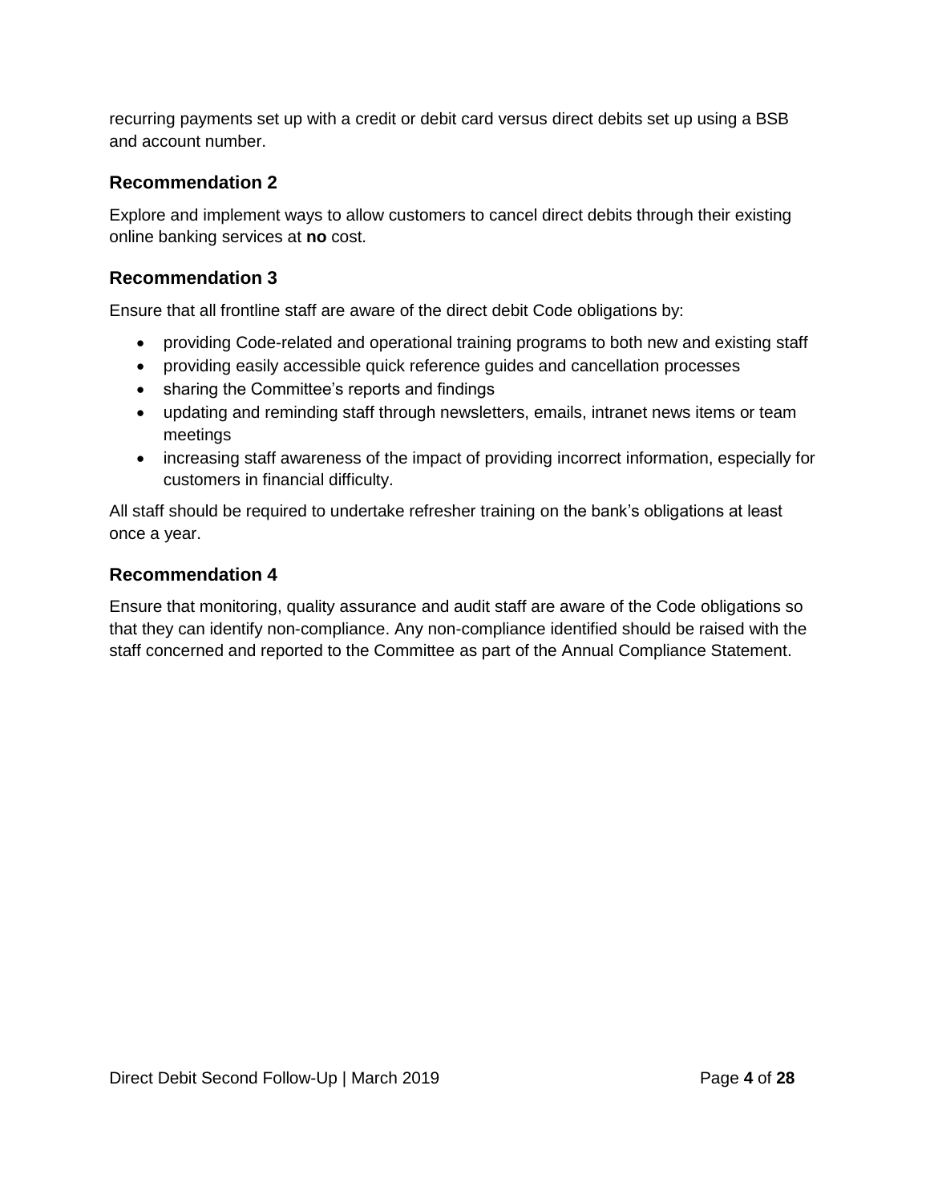recurring payments set up with a credit or debit card versus direct debits set up using a BSB and account number.

### Recommendation 2

Explore and implement ways to allow customers to cancel direct debits through their existing online banking services at **no** cost.

### Recommendation 3

Ensure that all frontline staff are aware of the direct debit Code obligations by:

- providing Code-related and operational training programs to both new and existing staff
- providing easily accessible quick reference guides and cancellation processes
- sharing the Committee's reports and findings
- updating and reminding staff through newsletters, emails, intranet news items or team meetings
- increasing staff awareness of the impact of providing incorrect information, especially for customers in financial difficulty.

All staff should be required to undertake refresher training on the bank's obligations at least once a year.

### Recommendation 4

Ensure that monitoring, quality assurance and audit staff are aware of the Code obligations so that they can identify non-compliance. Any non-compliance identified should be raised with the staff concerned and reported to the Committee as part of the Annual Compliance Statement.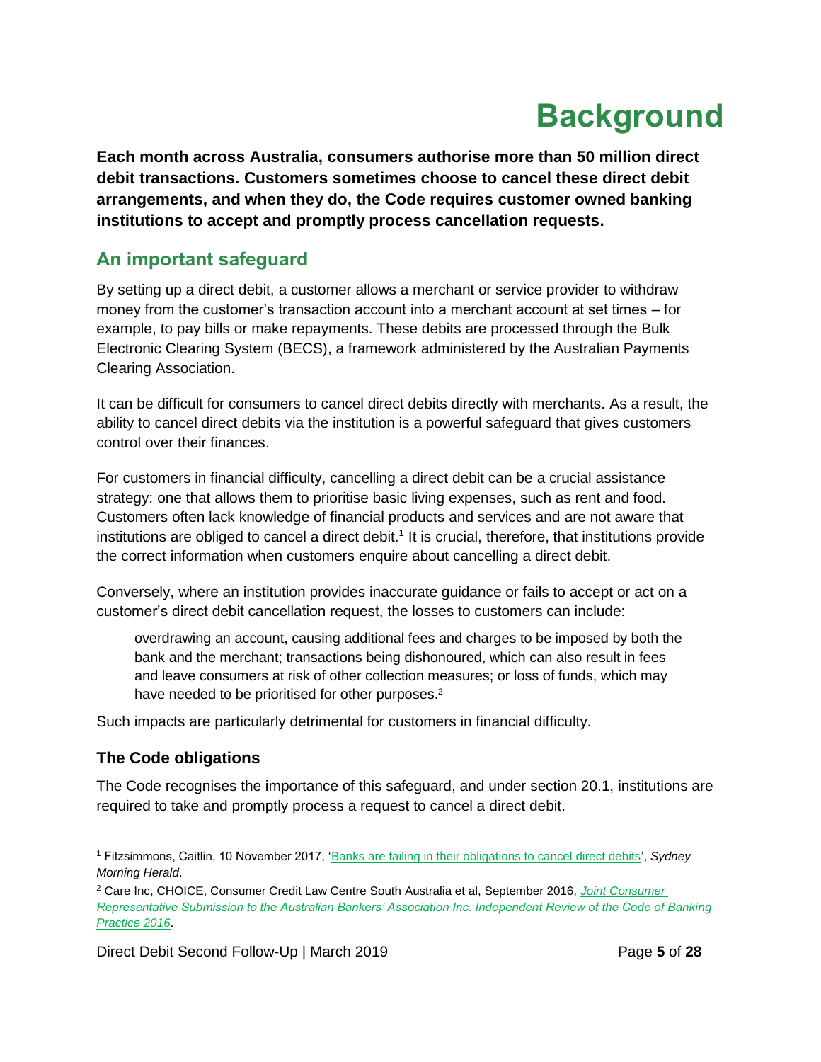# Background

**Each month across Australia, consumers authorise more than 50 million direct debit transactions. Customers sometimes choose to cancel these direct debit arrangements, and when they do, the Code requires customer owned banking institutions to accept and promptly process cancellation requests.**

## An important safeguard

By setting up a direct debit, a customer allows a merchant or service provider to withdraw money from the customer's transaction account into a merchant account at set times – for example, to pay bills or make repayments. These debits are processed through the Bulk Electronic Clearing System (BECS), a framework administered by the Australian Payments Clearing Association.

It can be difficult for consumers to cancel direct debits directly with merchants. As a result, the ability to cancel direct debits via the institution is a powerful safeguard that gives customers control over their finances.

For customers in financial difficulty, cancelling a direct debit can be a crucial assistance strategy: one that allows them to prioritise basic living expenses, such as rent and food. Customers often lack knowledge of financial products and services and are not aware that institutions are obliged to cancel a direct debit.[1] It is crucial, therefore, that institutions provide the correct information when customers enquire about cancelling a direct debit.

Conversely, where an institution provides inaccurate guidance or fails to accept or act on a customer's direct debit cancellation request, the losses to customers can include:

> overdrawing an account, causing additional fees and charges to be imposed by both the bank and the merchant; transactions being dishonoured, which can also result in fees and leave consumers at risk of other collection measures; or loss of funds, which may have needed to be prioritised for other purposes.[2]

Such impacts are particularly detrimental for customers in financial difficulty.

### The Code obligations

The Code recognises the importance of this safeguard, and under section 20.1, institutions are required to take and promptly process a request to cancel a direct debit.

---

[1] Fitzsimmons, Caitlin, 10 November 2017, 'Banks are failing in their obligations to cancel direct debits', *Sydney Morning Herald*.

[2] Care Inc, CHOICE, Consumer Credit Law Centre South Australia et al, September 2016, *Joint Consumer Representative Submission to the Australian Bankers' Association Inc. Independent Review of the Code of Banking Practice 2016*.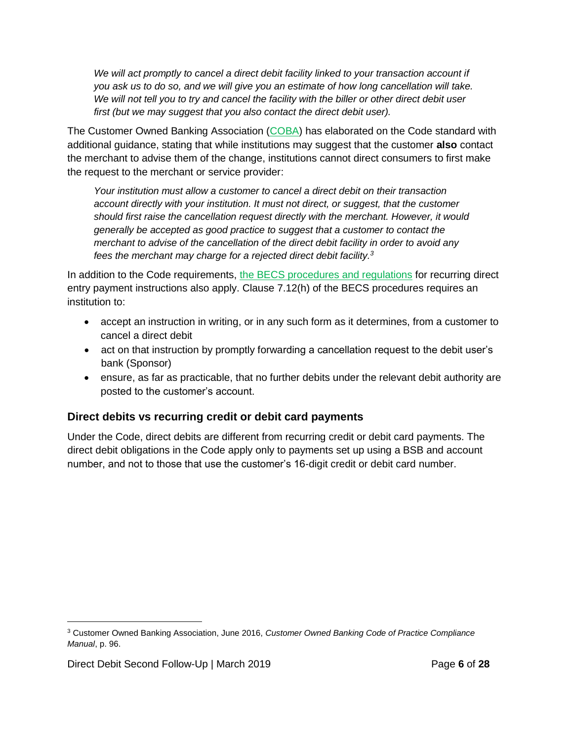> *We will act promptly to cancel a direct debit facility linked to your transaction account if you ask us to do so, and we will give you an estimate of how long cancellation will take. We will not tell you to try and cancel the facility with the biller or other direct debit user first (but we may suggest that you also contact the direct debit user).*

The Customer Owned Banking Association (COBA) has elaborated on the Code standard with additional guidance, stating that while institutions may suggest that the customer **also** contact the merchant to advise them of the change, institutions cannot direct consumers to first make the request to the merchant or service provider:

> *Your institution must allow a customer to cancel a direct debit on their transaction account directly with your institution. It must not direct, or suggest, that the customer should first raise the cancellation request directly with the merchant. However, it would generally be accepted as good practice to suggest that a customer to contact the merchant to advise of the cancellation of the direct debit facility in order to avoid any fees the merchant may charge for a rejected direct debit facility.*[3]

In addition to the Code requirements, the BECS procedures and regulations for recurring direct entry payment instructions also apply. Clause 7.12(h) of the BECS procedures requires an institution to:

- accept an instruction in writing, or in any such form as it determines, from a customer to cancel a direct debit
- act on that instruction by promptly forwarding a cancellation request to the debit user's bank (Sponsor)
- ensure, as far as practicable, that no further debits under the relevant debit authority are posted to the customer's account.

### Direct debits vs recurring credit or debit card payments

Under the Code, direct debits are different from recurring credit or debit card payments. The direct debit obligations in the Code apply only to payments set up using a BSB and account number, and not to those that use the customer's 16-digit credit or debit card number.

---

[3] Customer Owned Banking Association, June 2016, *Customer Owned Banking Code of Practice Compliance Manual*, p. 96.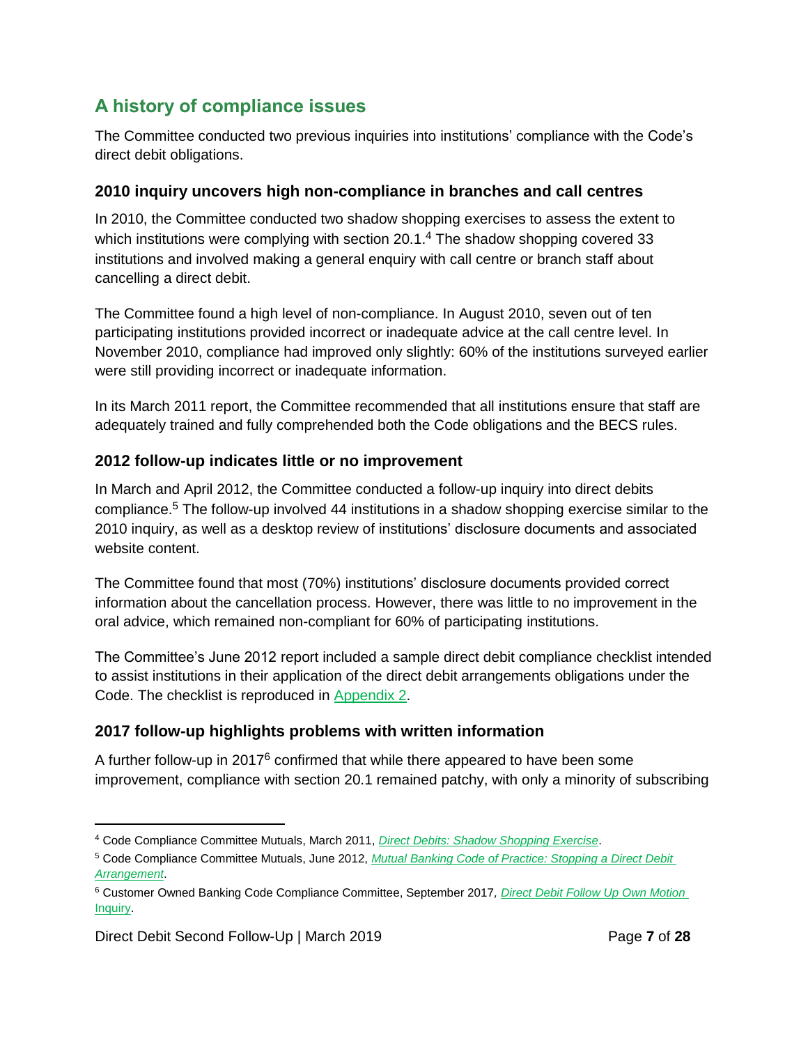## A history of compliance issues

The Committee conducted two previous inquiries into institutions' compliance with the Code's direct debit obligations.

### 2010 inquiry uncovers high non-compliance in branches and call centres

In 2010, the Committee conducted two shadow shopping exercises to assess the extent to which institutions were complying with section 20.1.[4] The shadow shopping covered 33 institutions and involved making a general enquiry with call centre or branch staff about cancelling a direct debit.

The Committee found a high level of non-compliance. In August 2010, seven out of ten participating institutions provided incorrect or inadequate advice at the call centre level. In November 2010, compliance had improved only slightly: 60% of the institutions surveyed earlier were still providing incorrect or inadequate information.

In its March 2011 report, the Committee recommended that all institutions ensure that staff are adequately trained and fully comprehended both the Code obligations and the BECS rules.

### 2012 follow-up indicates little or no improvement

In March and April 2012, the Committee conducted a follow-up inquiry into direct debits compliance.[5] The follow-up involved 44 institutions in a shadow shopping exercise similar to the 2010 inquiry, as well as a desktop review of institutions' disclosure documents and associated website content.

The Committee found that most (70%) institutions' disclosure documents provided correct information about the cancellation process. However, there was little to no improvement in the oral advice, which remained non-compliant for 60% of participating institutions.

The Committee's June 2012 report included a sample direct debit compliance checklist intended to assist institutions in their application of the direct debit arrangements obligations under the Code. The checklist is reproduced in Appendix 2.

### 2017 follow-up highlights problems with written information

A further follow-up in 2017[6] confirmed that while there appeared to have been some improvement, compliance with section 20.1 remained patchy, with only a minority of subscribing

---

[4] Code Compliance Committee Mutuals, March 2011, *Direct Debits: Shadow Shopping Exercise*.

[5] Code Compliance Committee Mutuals, June 2012, *Mutual Banking Code of Practice: Stopping a Direct Debit Arrangement*.

[6] Customer Owned Banking Code Compliance Committee, September 2017, *Direct Debit Follow Up Own Motion Inquiry*.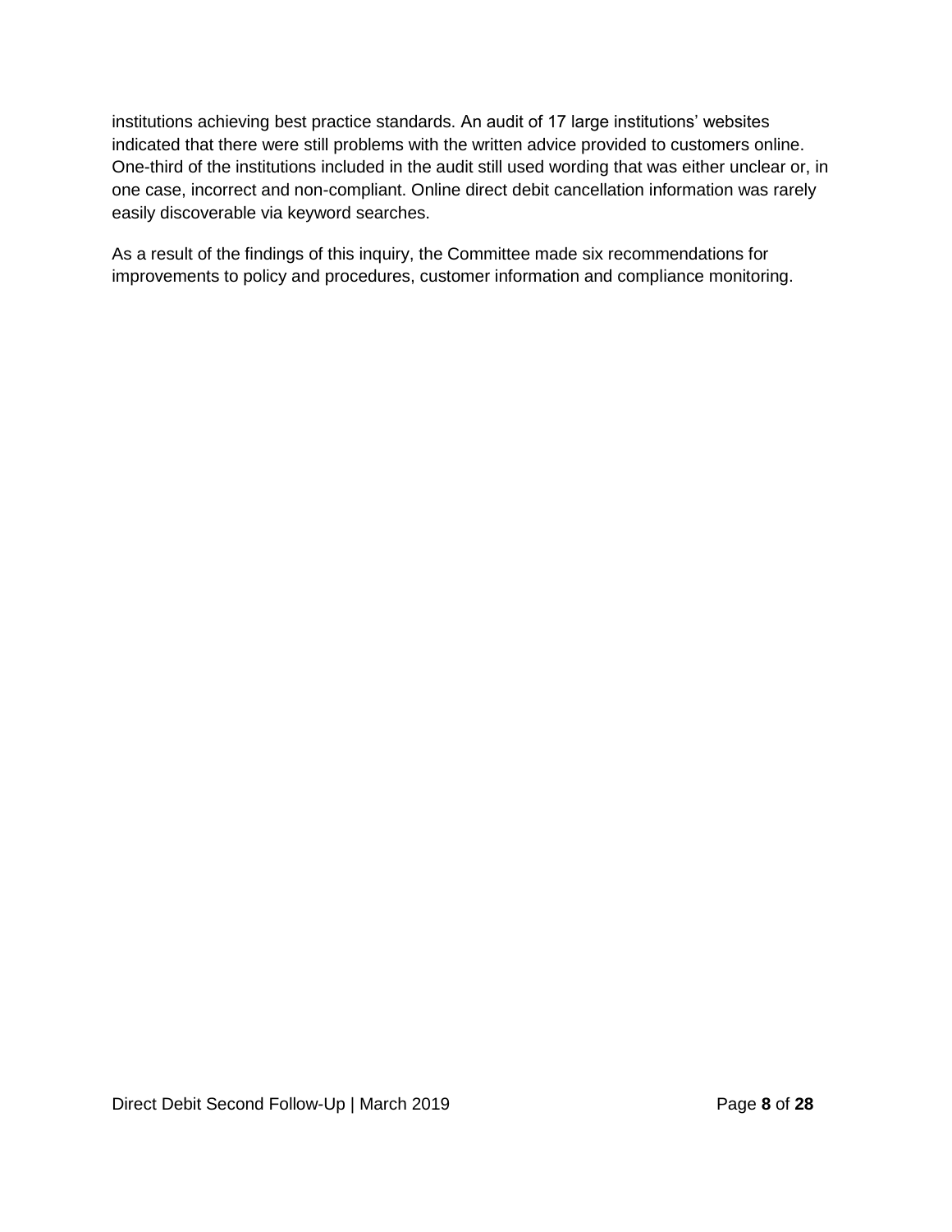institutions achieving best practice standards. An audit of 17 large institutions' websites indicated that there were still problems with the written advice provided to customers online. One-third of the institutions included in the audit still used wording that was either unclear or, in one case, incorrect and non-compliant. Online direct debit cancellation information was rarely easily discoverable via keyword searches.

As a result of the findings of this inquiry, the Committee made six recommendations for improvements to policy and procedures, customer information and compliance monitoring.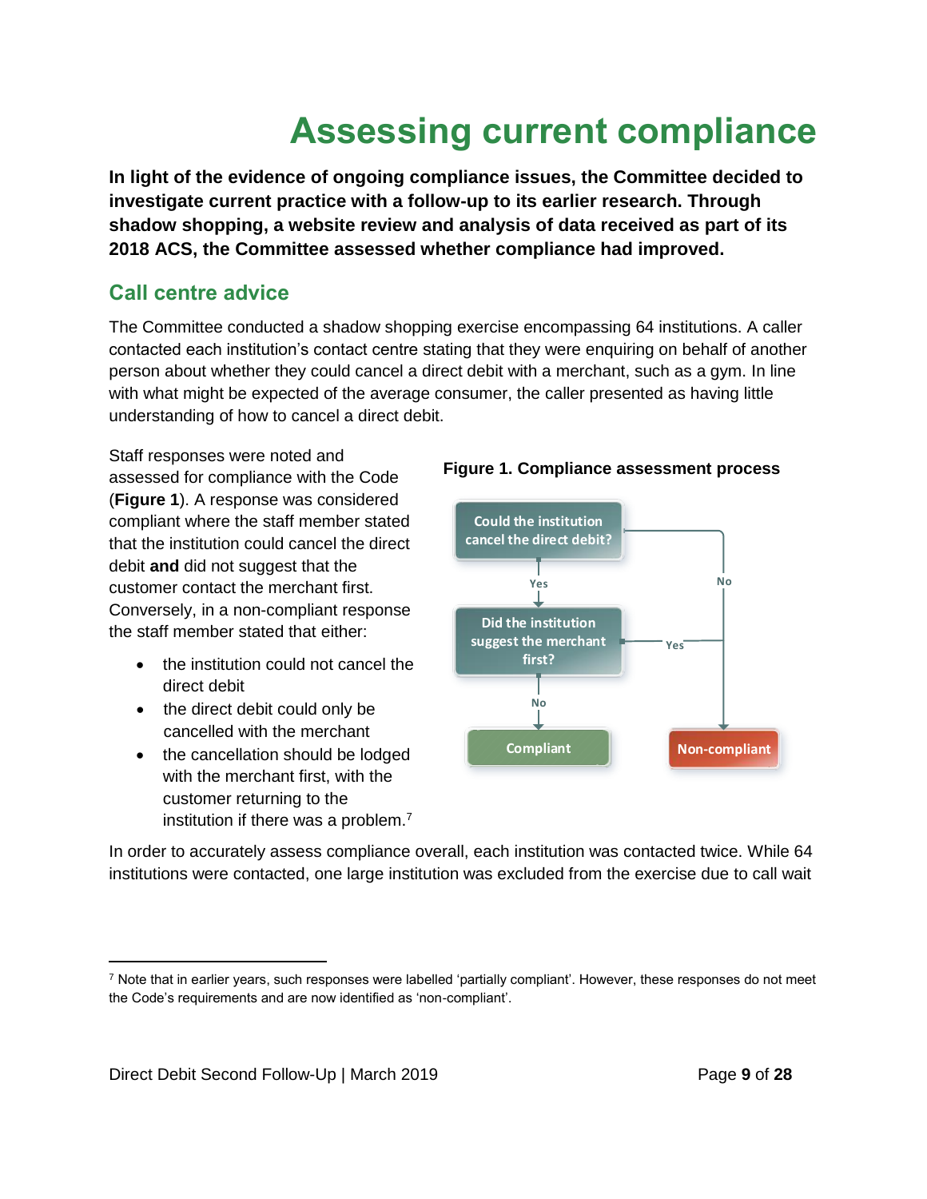# Assessing current compliance

**In light of the evidence of ongoing compliance issues, the Committee decided to investigate current practice with a follow-up to its earlier research. Through shadow shopping, a website review and analysis of data received as part of its 2018 ACS, the Committee assessed whether compliance had improved.**

## Call centre advice

The Committee conducted a shadow shopping exercise encompassing 64 institutions. A caller contacted each institution's contact centre stating that they were enquiring on behalf of another person about whether they could cancel a direct debit with a merchant, such as a gym. In line with what might be expected of the average consumer, the caller presented as having little understanding of how to cancel a direct debit.

Staff responses were noted and assessed for compliance with the Code (**Figure 1**). A response was considered compliant where the staff member stated that the institution could cancel the direct debit **and** did not suggest that the customer contact the merchant first. Conversely, in a non-compliant response the staff member stated that either:

- the institution could not cancel the direct debit
- the direct debit could only be cancelled with the merchant
- the cancellation should be lodged with the merchant first, with the customer returning to the institution if there was a problem.[7]

**Figure 1. Compliance assessment process**

Could the institution cancel the direct debit?
- Yes → Did the institution suggest the merchant first?
  - No → Compliant
  - Yes → Non-compliant
- No → Non-compliant

In order to accurately assess compliance overall, each institution was contacted twice. While 64 institutions were contacted, one large institution was excluded from the exercise due to call wait

---

[7] Note that in earlier years, such responses were labelled 'partially compliant'. However, these responses do not meet the Code's requirements and are now identified as 'non-compliant'.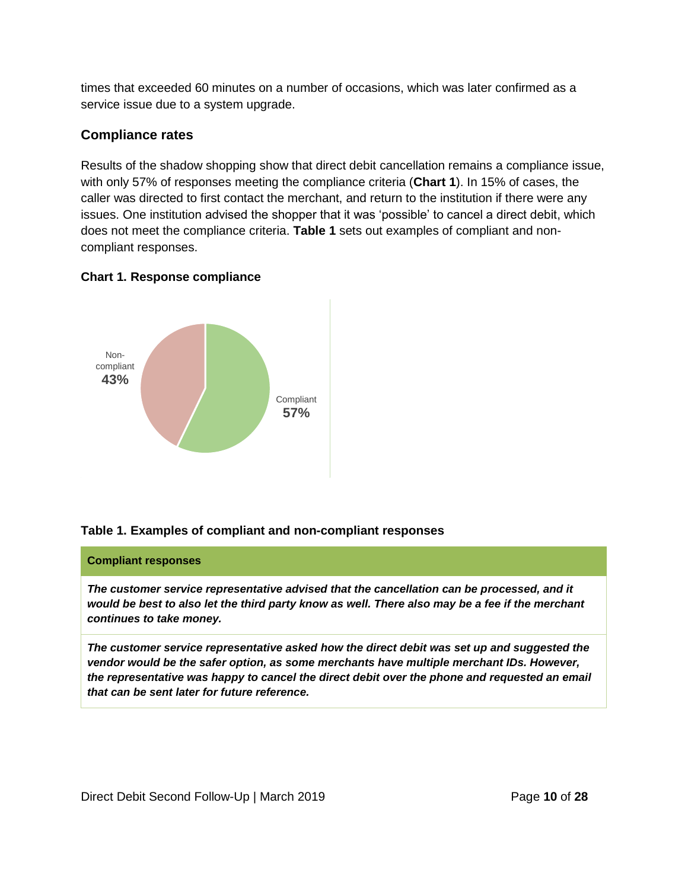times that exceeded 60 minutes on a number of occasions, which was later confirmed as a service issue due to a system upgrade.

### Compliance rates

Results of the shadow shopping show that direct debit cancellation remains a compliance issue, with only 57% of responses meeting the compliance criteria (**Chart 1**). In 15% of cases, the caller was directed to first contact the merchant, and return to the institution if there were any issues. One institution advised the shopper that it was 'possible' to cancel a direct debit, which does not meet the compliance criteria. **Table 1** sets out examples of compliant and non-compliant responses.

**Chart 1. Response compliance**

Non-compliant **43%**

Compliant **57%**

**Table 1. Examples of compliant and non-compliant responses**

| **Compliant responses** |
|---|
| ***The customer service representative advised that the cancellation can be processed, and it would be best to also let the third party know as well. There also may be a fee if the merchant continues to take money.*** |
| ***The customer service representative asked how the direct debit was set up and suggested the vendor would be the safer option, as some merchants have multiple merchant IDs. However, the representative was happy to cancel the direct debit over the phone and requested an email that can be sent later for future reference.*** |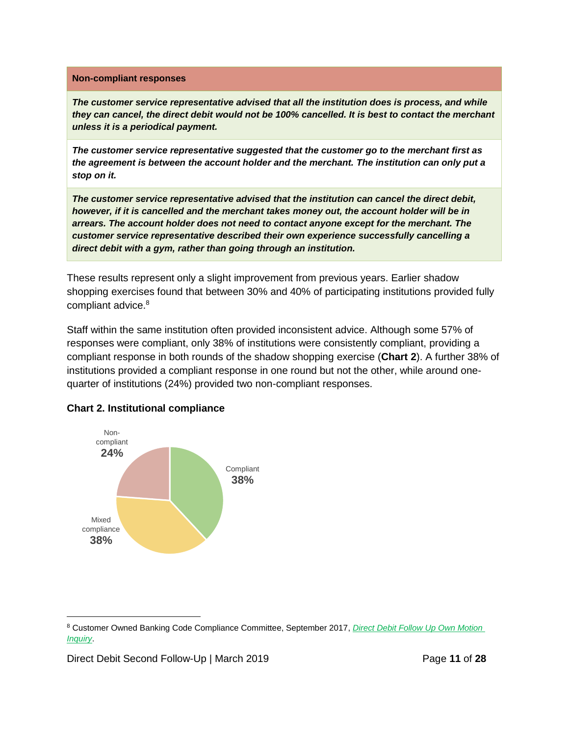| Non-compliant responses |
| --- |
| ***The customer service representative advised that all the institution does is process, and while they can cancel, the direct debit would not be 100% cancelled. It is best to contact the merchant unless it is a periodical payment.*** |
| ***The customer service representative suggested that the customer go to the merchant first as the agreement is between the account holder and the merchant. The institution can only put a stop on it.*** |
| ***The customer service representative advised that the institution can cancel the direct debit, however, if it is cancelled and the merchant takes money out, the account holder will be in arrears. The account holder does not need to contact anyone except for the merchant. The customer service representative described their own experience successfully cancelling a direct debit with a gym, rather than going through an institution.*** |

These results represent only a slight improvement from previous years. Earlier shadow shopping exercises found that between 30% and 40% of participating institutions provided fully compliant advice.[8]

Staff within the same institution often provided inconsistent advice. Although some 57% of responses were compliant, only 38% of institutions were consistently compliant, providing a compliant response in both rounds of the shadow shopping exercise (**Chart 2**). A further 38% of institutions provided a compliant response in one round but not the other, while around one-quarter of institutions (24%) provided two non-compliant responses.

**Chart 2. Institutional compliance**

| Category | Share |
| --- | --- |
| Compliant | 38% |
| Mixed compliance | 38% |
| Non-compliant | 24% |

[8] Customer Owned Banking Code Compliance Committee, September 2017, *Direct Debit Follow Up Own Motion Inquiry*.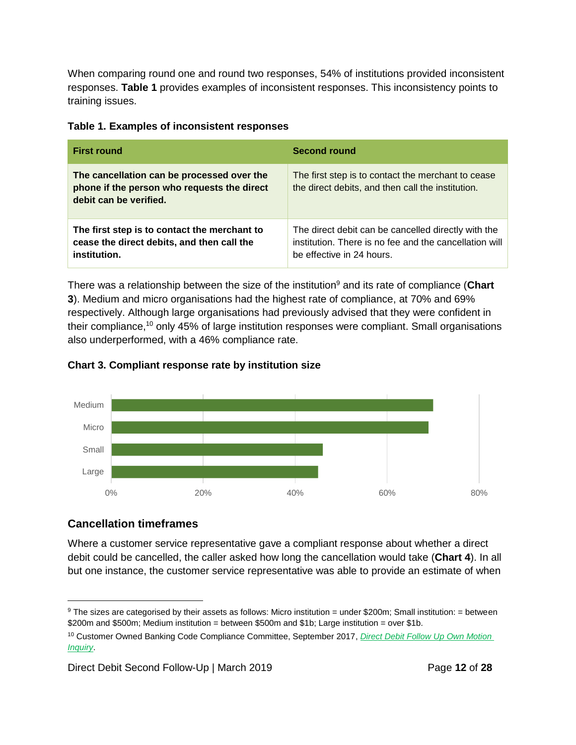When comparing round one and round two responses, 54% of institutions provided inconsistent responses. **Table 1** provides examples of inconsistent responses. This inconsistency points to training issues.

**Table 1. Examples of inconsistent responses**

| First round | Second round |
| --- | --- |
| **The cancellation can be processed over the phone if the person who requests the direct debit can be verified.** | The first step is to contact the merchant to cease the direct debits, and then call the institution. |
| **The first step is to contact the merchant to cease the direct debits, and then call the institution.** | The direct debit can be cancelled directly with the institution. There is no fee and the cancellation will be effective in 24 hours. |

There was a relationship between the size of the institution[9] and its rate of compliance (**Chart 3**). Medium and micro organisations had the highest rate of compliance, at 70% and 69% respectively. Although large organisations had previously advised that they were confident in their compliance,[10] only 45% of large institution responses were compliant. Small organisations also underperformed, with a 46% compliance rate.

**Chart 3. Compliant response rate by institution size**

| Institution size | Compliant response rate |
| --- | --- |
| Medium | 70% |
| Micro | 69% |
| Small | 46% |
| Large | 45% |

## Cancellation timeframes

Where a customer service representative gave a compliant response about whether a direct debit could be cancelled, the caller asked how long the cancellation would take (**Chart 4**). In all but one instance, the customer service representative was able to provide an estimate of when

[9] The sizes are categorised by their assets as follows: Micro institution = under $200m; Small institution: = between $200m and $500m; Medium institution = between $500m and $1b; Large institution = over $1b.

[10] Customer Owned Banking Code Compliance Committee, September 2017, *Direct Debit Follow Up Own Motion Inquiry*.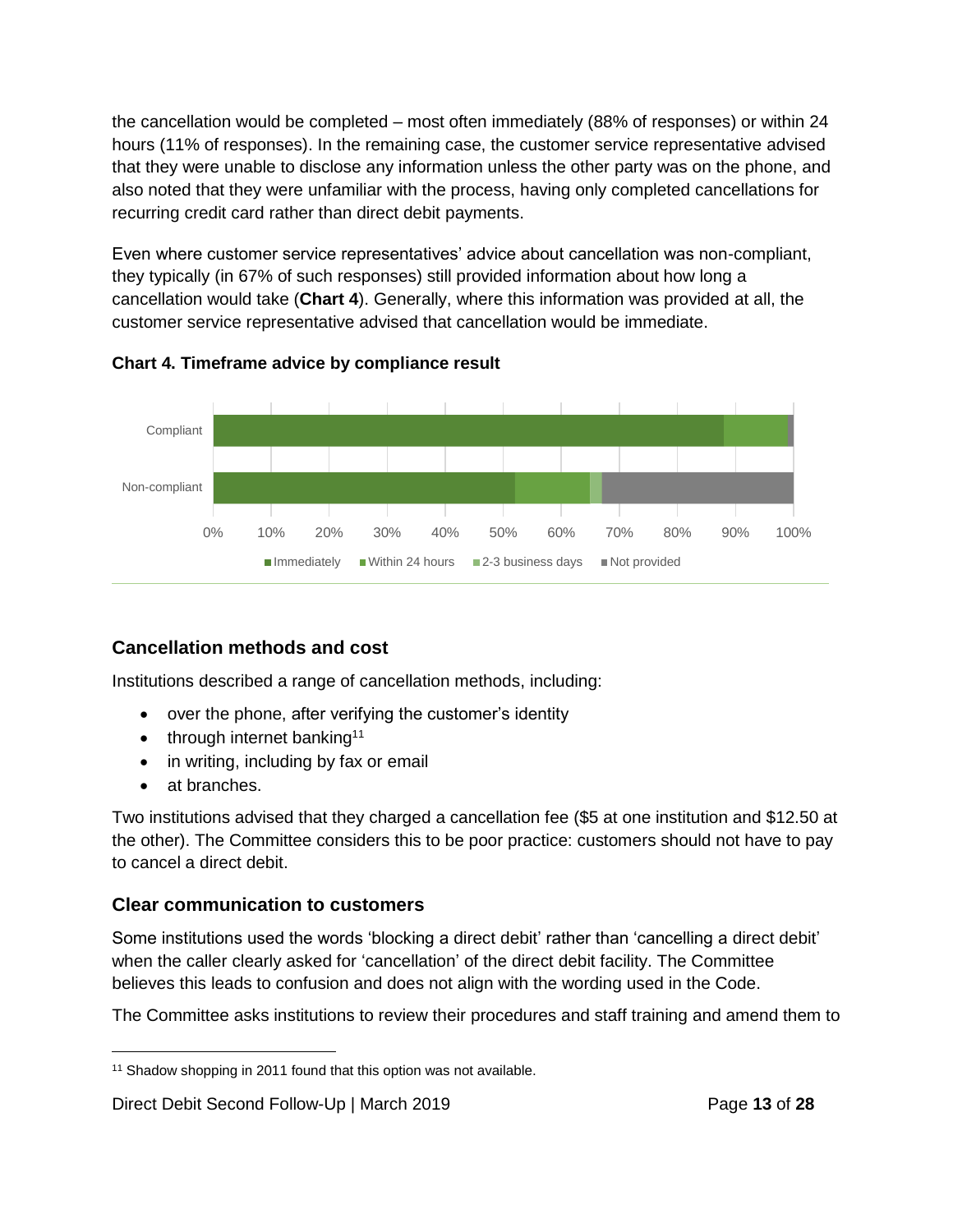the cancellation would be completed – most often immediately (88% of responses) or within 24 hours (11% of responses). In the remaining case, the customer service representative advised that they were unable to disclose any information unless the other party was on the phone, and also noted that they were unfamiliar with the process, having only completed cancellations for recurring credit card rather than direct debit payments.

Even where customer service representatives' advice about cancellation was non-compliant, they typically (in 67% of such responses) still provided information about how long a cancellation would take (**Chart 4**). Generally, where this information was provided at all, the customer service representative advised that cancellation would be immediate.

**Chart 4. Timeframe advice by compliance result**

## Cancellation methods and cost

Institutions described a range of cancellation methods, including:

- over the phone, after verifying the customer's identity
- through internet banking[11]
- in writing, including by fax or email
- at branches.

Two institutions advised that they charged a cancellation fee ($5 at one institution and $12.50 at the other). The Committee considers this to be poor practice: customers should not have to pay to cancel a direct debit.

## Clear communication to customers

Some institutions used the words 'blocking a direct debit' rather than 'cancelling a direct debit' when the caller clearly asked for 'cancellation' of the direct debit facility. The Committee believes this leads to confusion and does not align with the wording used in the Code.

The Committee asks institutions to review their procedures and staff training and amend them to

[11] Shadow shopping in 2011 found that this option was not available.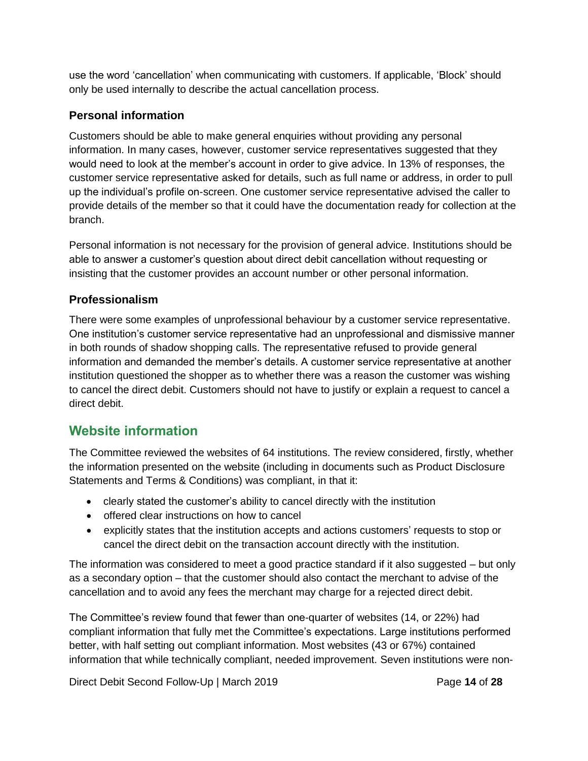use the word 'cancellation' when communicating with customers. If applicable, 'Block' should only be used internally to describe the actual cancellation process.

### Personal information

Customers should be able to make general enquiries without providing any personal information. In many cases, however, customer service representatives suggested that they would need to look at the member's account in order to give advice. In 13% of responses, the customer service representative asked for details, such as full name or address, in order to pull up the individual's profile on-screen. One customer service representative advised the caller to provide details of the member so that it could have the documentation ready for collection at the branch.

Personal information is not necessary for the provision of general advice. Institutions should be able to answer a customer's question about direct debit cancellation without requesting or insisting that the customer provides an account number or other personal information.

### Professionalism

There were some examples of unprofessional behaviour by a customer service representative. One institution's customer service representative had an unprofessional and dismissive manner in both rounds of shadow shopping calls. The representative refused to provide general information and demanded the member's details. A customer service representative at another institution questioned the shopper as to whether there was a reason the customer was wishing to cancel the direct debit. Customers should not have to justify or explain a request to cancel a direct debit.

## Website information

The Committee reviewed the websites of 64 institutions. The review considered, firstly, whether the information presented on the website (including in documents such as Product Disclosure Statements and Terms & Conditions) was compliant, in that it:

- clearly stated the customer's ability to cancel directly with the institution
- offered clear instructions on how to cancel
- explicitly states that the institution accepts and actions customers' requests to stop or cancel the direct debit on the transaction account directly with the institution.

The information was considered to meet a good practice standard if it also suggested – but only as a secondary option – that the customer should also contact the merchant to advise of the cancellation and to avoid any fees the merchant may charge for a rejected direct debit.

The Committee's review found that fewer than one-quarter of websites (14, or 22%) had compliant information that fully met the Committee's expectations. Large institutions performed better, with half setting out compliant information. Most websites (43 or 67%) contained information that while technically compliant, needed improvement. Seven institutions were non-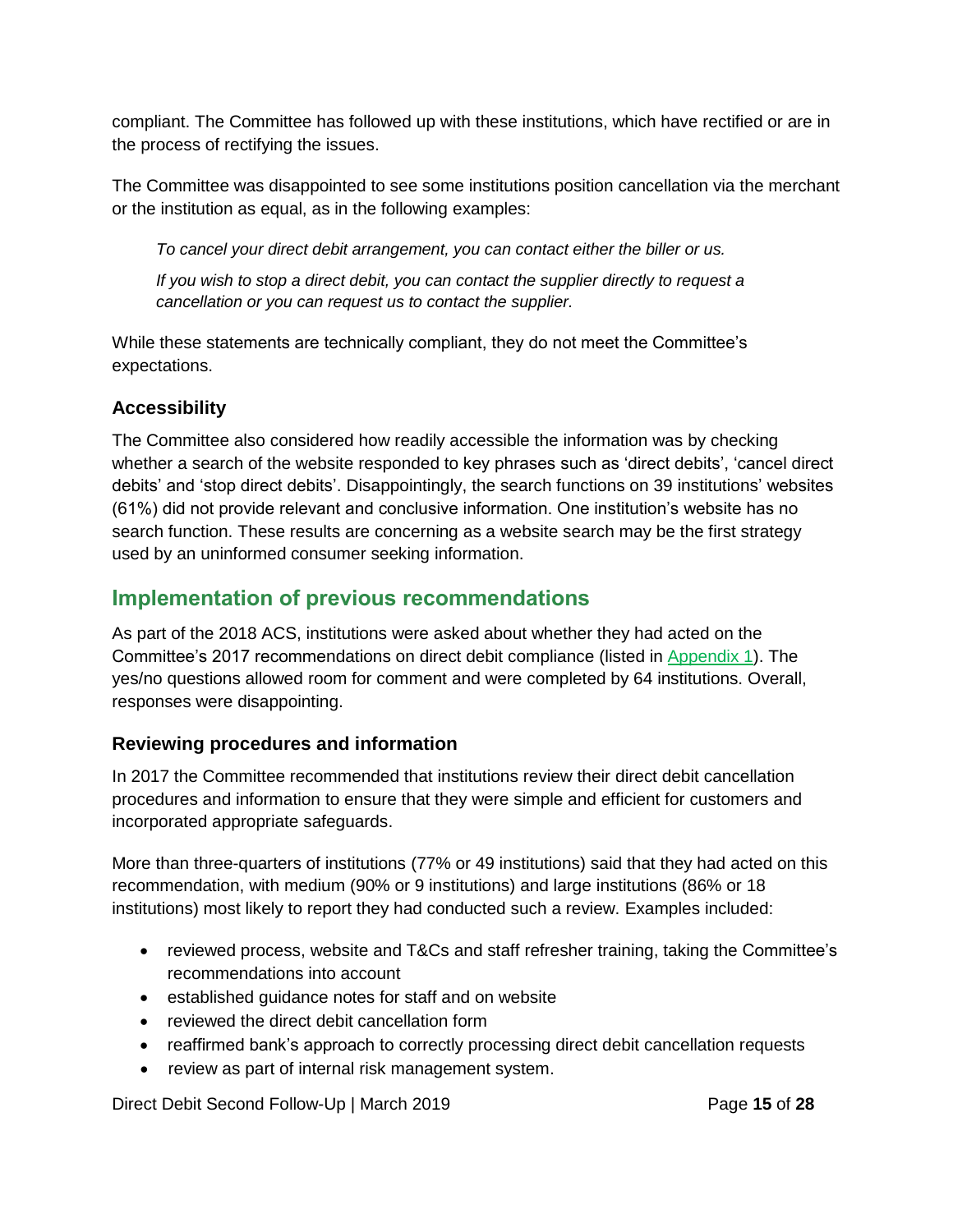compliant. The Committee has followed up with these institutions, which have rectified or are in the process of rectifying the issues.

The Committee was disappointed to see some institutions position cancellation via the merchant or the institution as equal, as in the following examples:

> *To cancel your direct debit arrangement, you can contact either the biller or us.*
>
> *If you wish to stop a direct debit, you can contact the supplier directly to request a cancellation or you can request us to contact the supplier.*

While these statements are technically compliant, they do not meet the Committee's expectations.

### Accessibility

The Committee also considered how readily accessible the information was by checking whether a search of the website responded to key phrases such as 'direct debits', 'cancel direct debits' and 'stop direct debits'. Disappointingly, the search functions on 39 institutions' websites (61%) did not provide relevant and conclusive information. One institution's website has no search function. These results are concerning as a website search may be the first strategy used by an uninformed consumer seeking information.

## Implementation of previous recommendations

As part of the 2018 ACS, institutions were asked about whether they had acted on the Committee's 2017 recommendations on direct debit compliance (listed in Appendix 1). The yes/no questions allowed room for comment and were completed by 64 institutions. Overall, responses were disappointing.

### Reviewing procedures and information

In 2017 the Committee recommended that institutions review their direct debit cancellation procedures and information to ensure that they were simple and efficient for customers and incorporated appropriate safeguards.

More than three-quarters of institutions (77% or 49 institutions) said that they had acted on this recommendation, with medium (90% or 9 institutions) and large institutions (86% or 18 institutions) most likely to report they had conducted such a review. Examples included:

- reviewed process, website and T&Cs and staff refresher training, taking the Committee's recommendations into account
- established guidance notes for staff and on website
- reviewed the direct debit cancellation form
- reaffirmed bank's approach to correctly processing direct debit cancellation requests
- review as part of internal risk management system.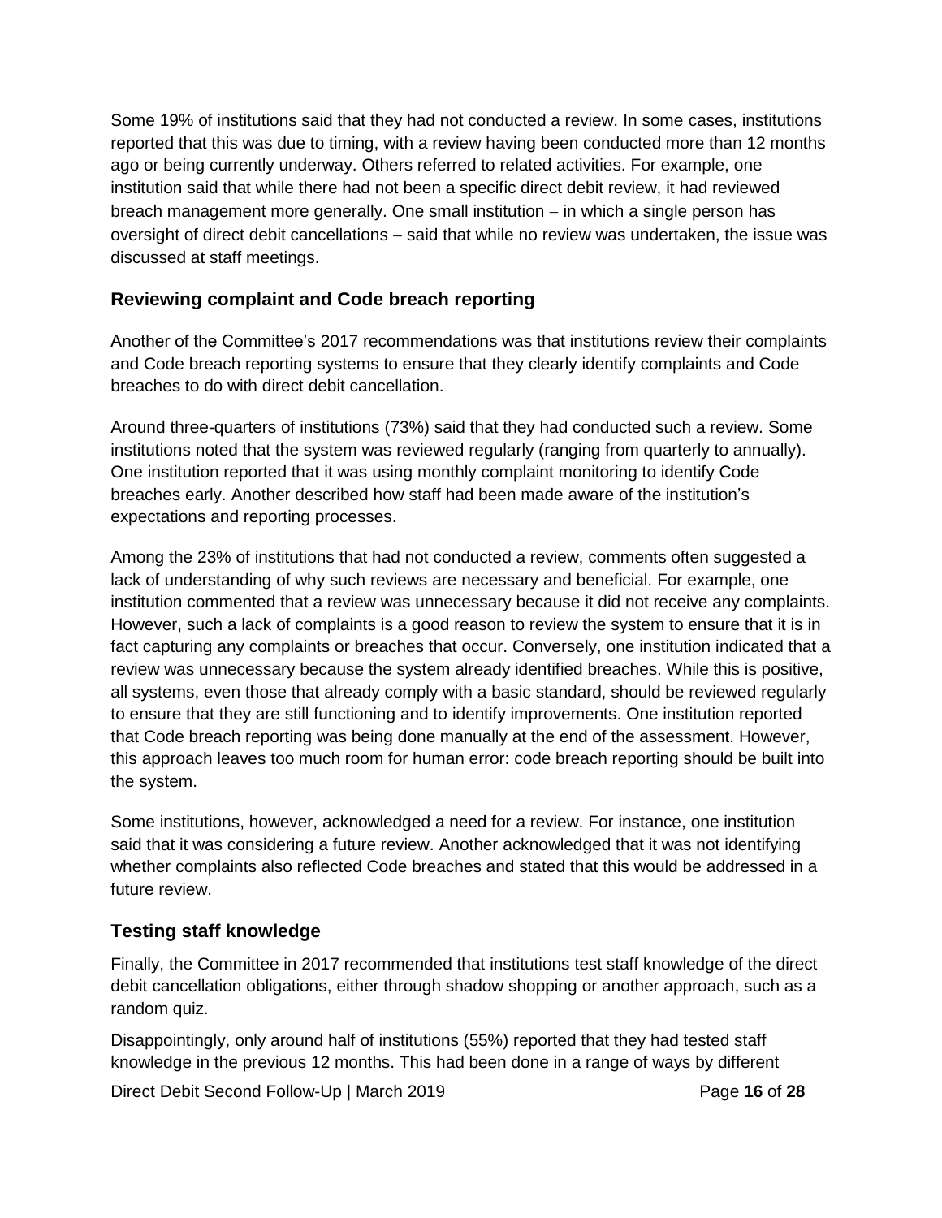Some 19% of institutions said that they had not conducted a review. In some cases, institutions reported that this was due to timing, with a review having been conducted more than 12 months ago or being currently underway. Others referred to related activities. For example, one institution said that while there had not been a specific direct debit review, it had reviewed breach management more generally. One small institution – in which a single person has oversight of direct debit cancellations – said that while no review was undertaken, the issue was discussed at staff meetings.

### Reviewing complaint and Code breach reporting

Another of the Committee's 2017 recommendations was that institutions review their complaints and Code breach reporting systems to ensure that they clearly identify complaints and Code breaches to do with direct debit cancellation.

Around three-quarters of institutions (73%) said that they had conducted such a review. Some institutions noted that the system was reviewed regularly (ranging from quarterly to annually). One institution reported that it was using monthly complaint monitoring to identify Code breaches early. Another described how staff had been made aware of the institution's expectations and reporting processes.

Among the 23% of institutions that had not conducted a review, comments often suggested a lack of understanding of why such reviews are necessary and beneficial. For example, one institution commented that a review was unnecessary because it did not receive any complaints. However, such a lack of complaints is a good reason to review the system to ensure that it is in fact capturing any complaints or breaches that occur. Conversely, one institution indicated that a review was unnecessary because the system already identified breaches. While this is positive, all systems, even those that already comply with a basic standard, should be reviewed regularly to ensure that they are still functioning and to identify improvements. One institution reported that Code breach reporting was being done manually at the end of the assessment. However, this approach leaves too much room for human error: code breach reporting should be built into the system.

Some institutions, however, acknowledged a need for a review. For instance, one institution said that it was considering a future review. Another acknowledged that it was not identifying whether complaints also reflected Code breaches and stated that this would be addressed in a future review.

### Testing staff knowledge

Finally, the Committee in 2017 recommended that institutions test staff knowledge of the direct debit cancellation obligations, either through shadow shopping or another approach, such as a random quiz.

Disappointingly, only around half of institutions (55%) reported that they had tested staff knowledge in the previous 12 months. This had been done in a range of ways by different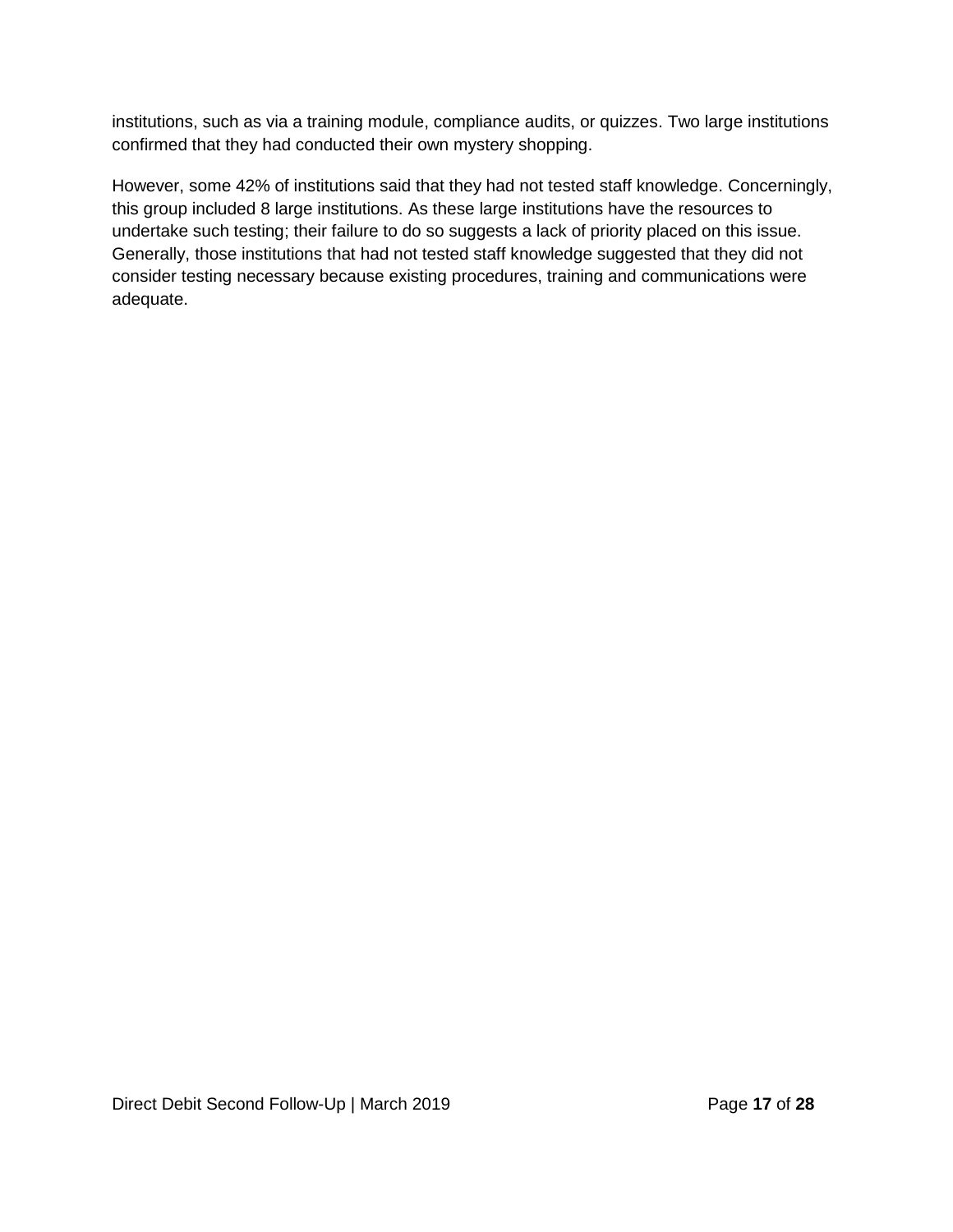institutions, such as via a training module, compliance audits, or quizzes. Two large institutions confirmed that they had conducted their own mystery shopping.

However, some 42% of institutions said that they had not tested staff knowledge. Concerningly, this group included 8 large institutions. As these large institutions have the resources to undertake such testing; their failure to do so suggests a lack of priority placed on this issue. Generally, those institutions that had not tested staff knowledge suggested that they did not consider testing necessary because existing procedures, training and communications were adequate.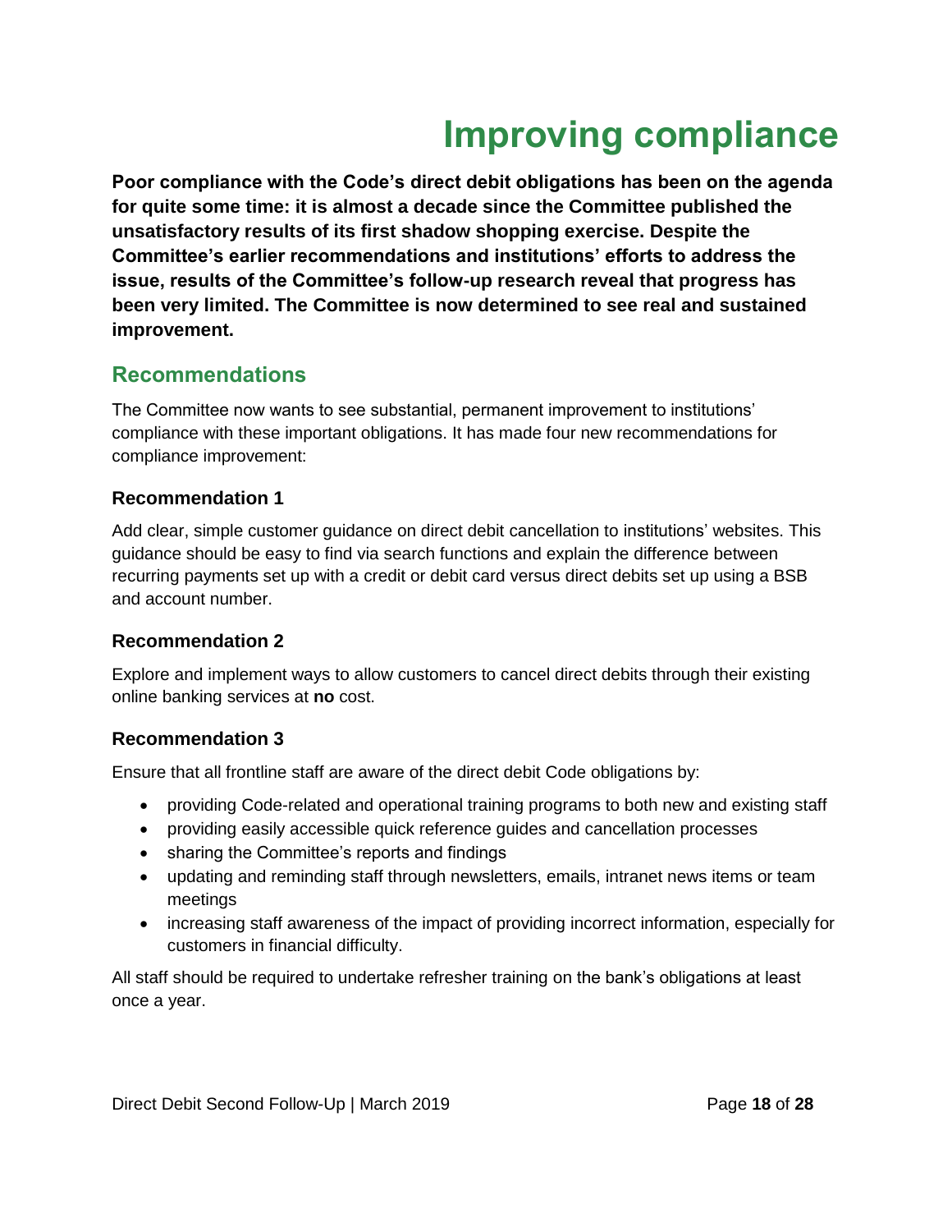# Improving compliance

**Poor compliance with the Code's direct debit obligations has been on the agenda for quite some time: it is almost a decade since the Committee published the unsatisfactory results of its first shadow shopping exercise. Despite the Committee's earlier recommendations and institutions' efforts to address the issue, results of the Committee's follow-up research reveal that progress has been very limited. The Committee is now determined to see real and sustained improvement.**

## Recommendations

The Committee now wants to see substantial, permanent improvement to institutions' compliance with these important obligations. It has made four new recommendations for compliance improvement:

### Recommendation 1

Add clear, simple customer guidance on direct debit cancellation to institutions' websites. This guidance should be easy to find via search functions and explain the difference between recurring payments set up with a credit or debit card versus direct debits set up using a BSB and account number.

### Recommendation 2

Explore and implement ways to allow customers to cancel direct debits through their existing online banking services at **no** cost.

### Recommendation 3

Ensure that all frontline staff are aware of the direct debit Code obligations by:

- providing Code-related and operational training programs to both new and existing staff
- providing easily accessible quick reference guides and cancellation processes
- sharing the Committee's reports and findings
- updating and reminding staff through newsletters, emails, intranet news items or team meetings
- increasing staff awareness of the impact of providing incorrect information, especially for customers in financial difficulty.

All staff should be required to undertake refresher training on the bank's obligations at least once a year.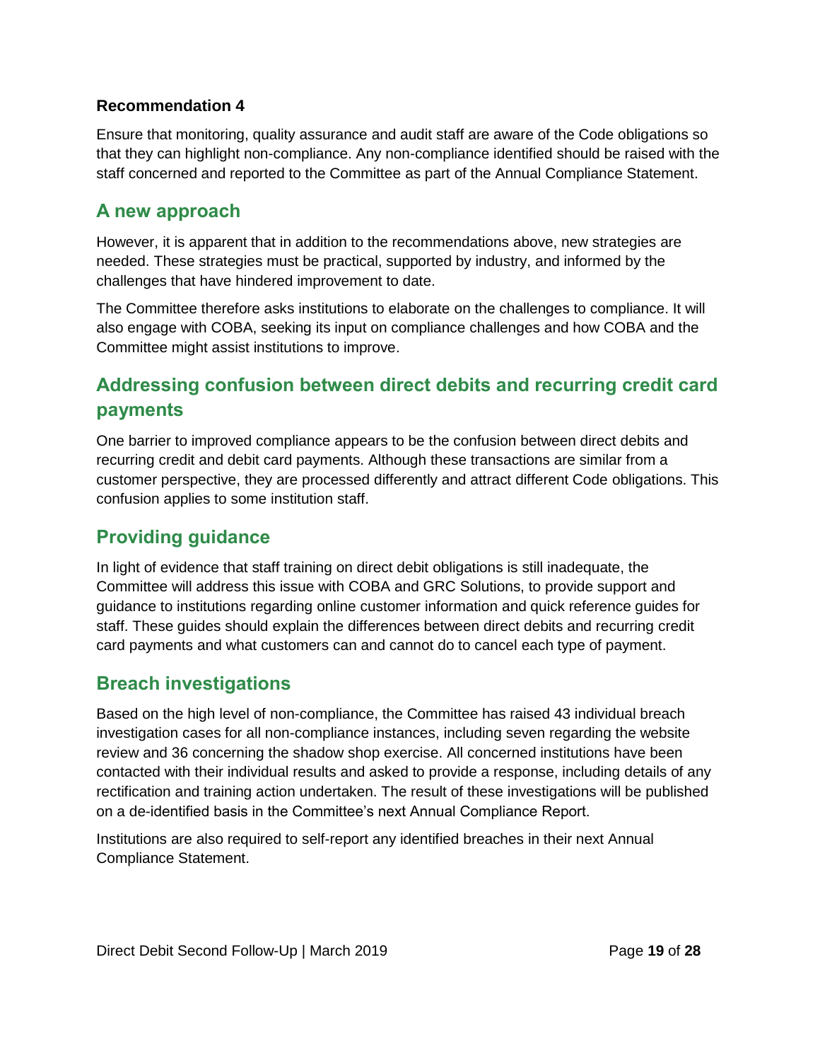**Recommendation 4**

Ensure that monitoring, quality assurance and audit staff are aware of the Code obligations so that they can highlight non-compliance. Any non-compliance identified should be raised with the staff concerned and reported to the Committee as part of the Annual Compliance Statement.

## A new approach

However, it is apparent that in addition to the recommendations above, new strategies are needed. These strategies must be practical, supported by industry, and informed by the challenges that have hindered improvement to date.

The Committee therefore asks institutions to elaborate on the challenges to compliance. It will also engage with COBA, seeking its input on compliance challenges and how COBA and the Committee might assist institutions to improve.

## Addressing confusion between direct debits and recurring credit card payments

One barrier to improved compliance appears to be the confusion between direct debits and recurring credit and debit card payments. Although these transactions are similar from a customer perspective, they are processed differently and attract different Code obligations. This confusion applies to some institution staff.

## Providing guidance

In light of evidence that staff training on direct debit obligations is still inadequate, the Committee will address this issue with COBA and GRC Solutions, to provide support and guidance to institutions regarding online customer information and quick reference guides for staff. These guides should explain the differences between direct debits and recurring credit card payments and what customers can and cannot do to cancel each type of payment.

## Breach investigations

Based on the high level of non-compliance, the Committee has raised 43 individual breach investigation cases for all non-compliance instances, including seven regarding the website review and 36 concerning the shadow shop exercise. All concerned institutions have been contacted with their individual results and asked to provide a response, including details of any rectification and training action undertaken. The result of these investigations will be published on a de-identified basis in the Committee's next Annual Compliance Report.

Institutions are also required to self-report any identified breaches in their next Annual Compliance Statement.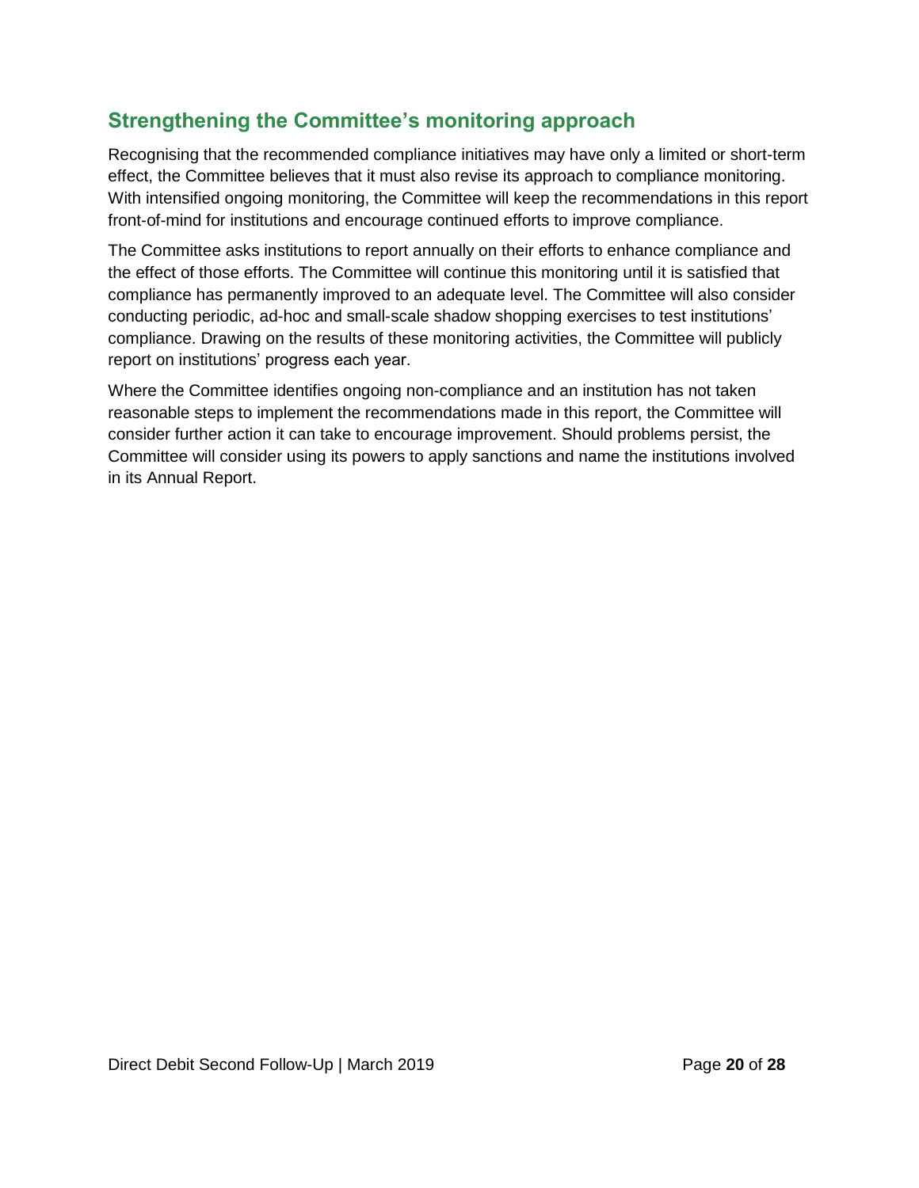## Strengthening the Committee's monitoring approach

Recognising that the recommended compliance initiatives may have only a limited or short-term effect, the Committee believes that it must also revise its approach to compliance monitoring. With intensified ongoing monitoring, the Committee will keep the recommendations in this report front-of-mind for institutions and encourage continued efforts to improve compliance.

The Committee asks institutions to report annually on their efforts to enhance compliance and the effect of those efforts. The Committee will continue this monitoring until it is satisfied that compliance has permanently improved to an adequate level. The Committee will also consider conducting periodic, ad-hoc and small-scale shadow shopping exercises to test institutions' compliance. Drawing on the results of these monitoring activities, the Committee will publicly report on institutions' progress each year.

Where the Committee identifies ongoing non-compliance and an institution has not taken reasonable steps to implement the recommendations made in this report, the Committee will consider further action it can take to encourage improvement. Should problems persist, the Committee will consider using its powers to apply sanctions and name the institutions involved in its Annual Report.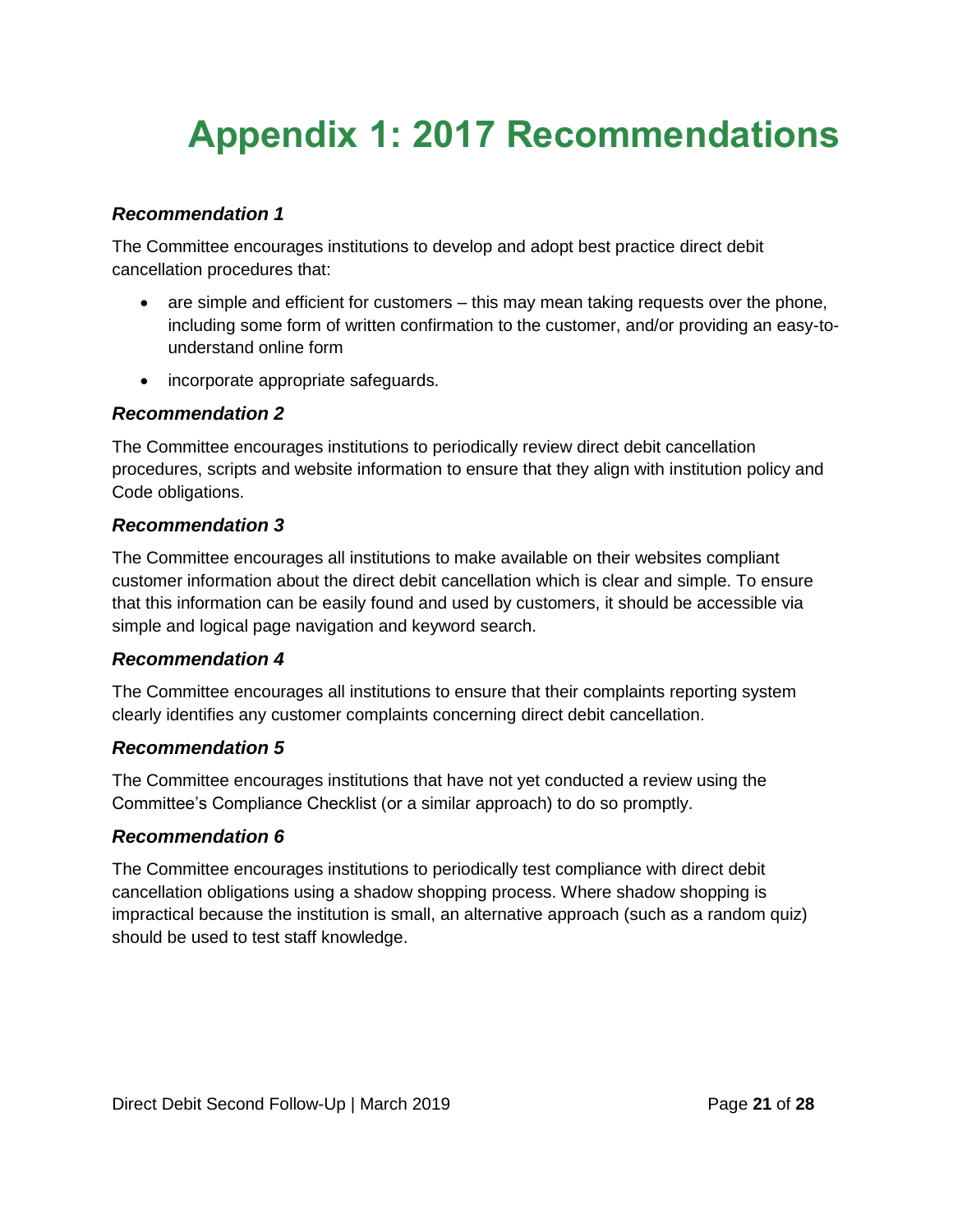# Appendix 1: 2017 Recommendations

### *Recommendation 1*

The Committee encourages institutions to develop and adopt best practice direct debit cancellation procedures that:

- are simple and efficient for customers – this may mean taking requests over the phone, including some form of written confirmation to the customer, and/or providing an easy-to-understand online form
- incorporate appropriate safeguards.

### *Recommendation 2*

The Committee encourages institutions to periodically review direct debit cancellation procedures, scripts and website information to ensure that they align with institution policy and Code obligations.

### *Recommendation 3*

The Committee encourages all institutions to make available on their websites compliant customer information about the direct debit cancellation which is clear and simple. To ensure that this information can be easily found and used by customers, it should be accessible via simple and logical page navigation and keyword search.

### *Recommendation 4*

The Committee encourages all institutions to ensure that their complaints reporting system clearly identifies any customer complaints concerning direct debit cancellation.

### *Recommendation 5*

The Committee encourages institutions that have not yet conducted a review using the Committee's Compliance Checklist (or a similar approach) to do so promptly.

### *Recommendation 6*

The Committee encourages institutions to periodically test compliance with direct debit cancellation obligations using a shadow shopping process. Where shadow shopping is impractical because the institution is small, an alternative approach (such as a random quiz) should be used to test staff knowledge.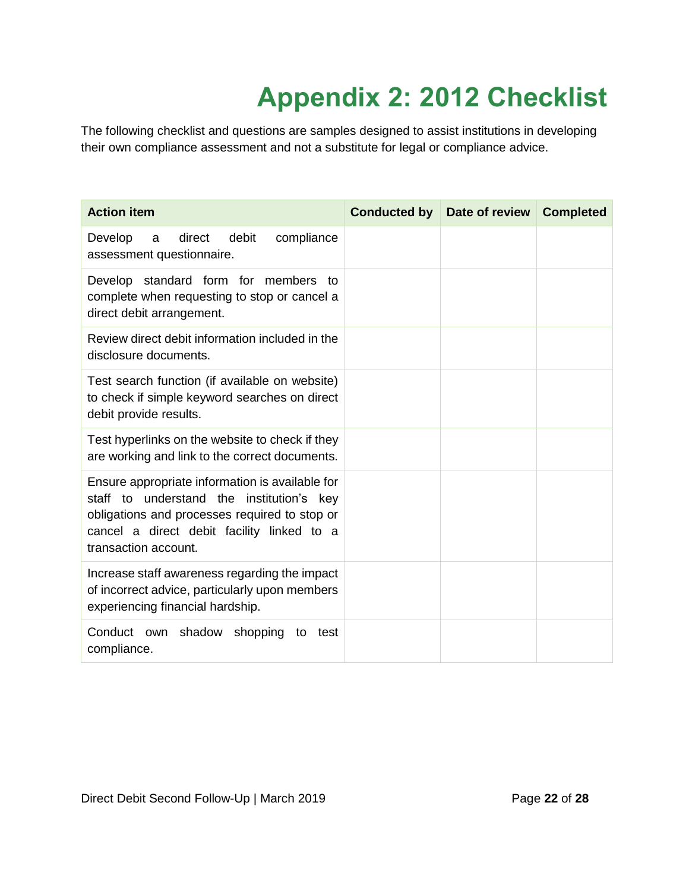# Appendix 2: 2012 Checklist

The following checklist and questions are samples designed to assist institutions in developing their own compliance assessment and not a substitute for legal or compliance advice.

| Action item | Conducted by | Date of review | Completed |
| --- | --- | --- | --- |
| Develop a direct debit compliance assessment questionnaire. | | | |
| Develop standard form for members to complete when requesting to stop or cancel a direct debit arrangement. | | | |
| Review direct debit information included in the disclosure documents. | | | |
| Test search function (if available on website) to check if simple keyword searches on direct debit provide results. | | | |
| Test hyperlinks on the website to check if they are working and link to the correct documents. | | | |
| Ensure appropriate information is available for staff to understand the institution's key obligations and processes required to stop or cancel a direct debit facility linked to a transaction account. | | | |
| Increase staff awareness regarding the impact of incorrect advice, particularly upon members experiencing financial hardship. | | | |
| Conduct own shadow shopping to test compliance. | | | |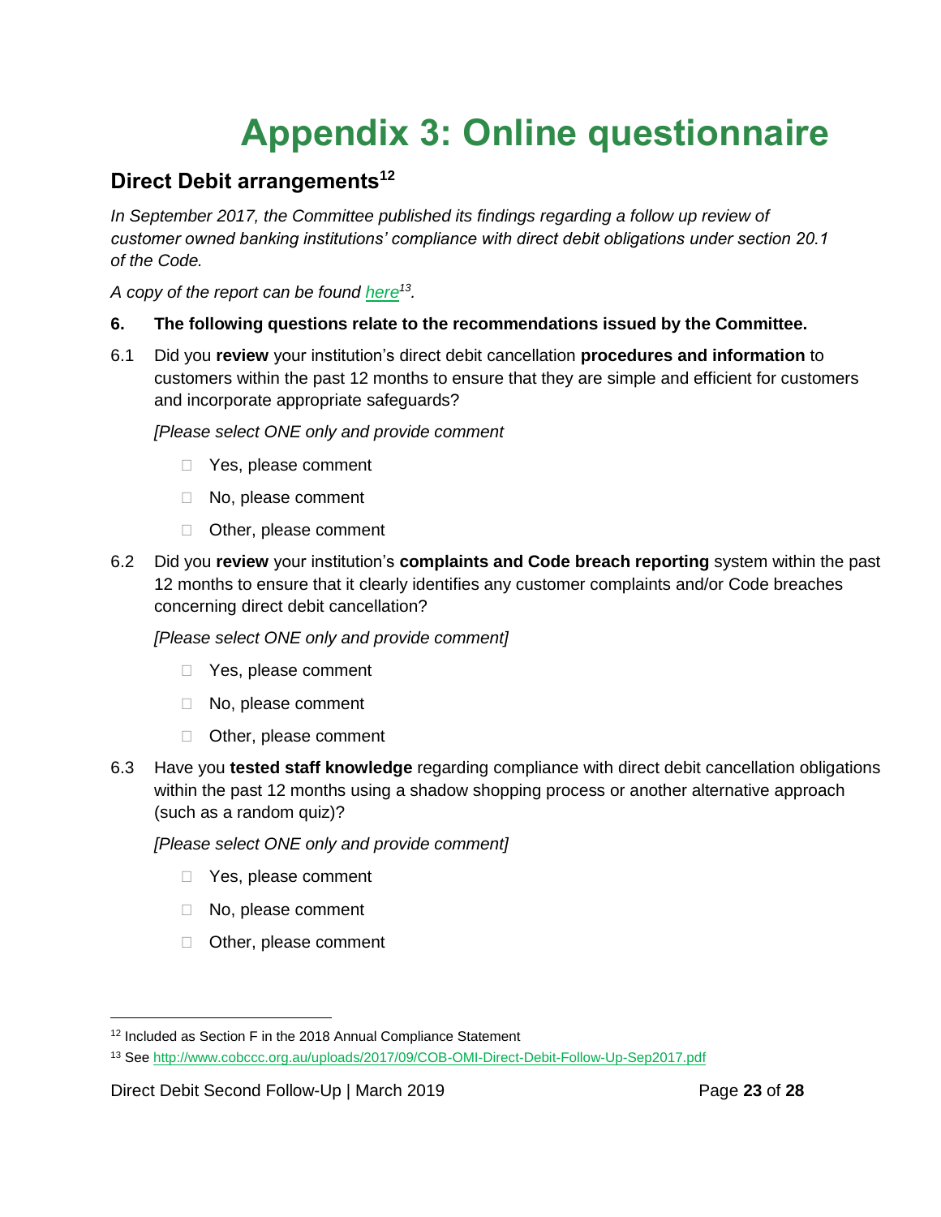# Appendix 3: Online questionnaire

## Direct Debit arrangements[12]

*In September 2017, the Committee published its findings regarding a follow up review of customer owned banking institutions' compliance with direct debit obligations under section 20.1 of the Code.*

*A copy of the report can be found here[13].*

**6. The following questions relate to the recommendations issued by the Committee.**

6.1 Did you **review** your institution's direct debit cancellation **procedures and information** to customers within the past 12 months to ensure that they are simple and efficient for customers and incorporate appropriate safeguards?

*[Please select ONE only and provide comment*

- ☐ Yes, please comment
- ☐ No, please comment
- ☐ Other, please comment

6.2 Did you **review** your institution's **complaints and Code breach reporting** system within the past 12 months to ensure that it clearly identifies any customer complaints and/or Code breaches concerning direct debit cancellation?

*[Please select ONE only and provide comment]*

- ☐ Yes, please comment
- ☐ No, please comment
- ☐ Other, please comment

6.3 Have you **tested staff knowledge** regarding compliance with direct debit cancellation obligations within the past 12 months using a shadow shopping process or another alternative approach (such as a random quiz)?

*[Please select ONE only and provide comment]*

- ☐ Yes, please comment
- ☐ No, please comment
- ☐ Other, please comment

---

[12] Included as Section F in the 2018 Annual Compliance Statement

[13] See http://www.cobccc.org.au/uploads/2017/09/COB-OMI-Direct-Debit-Follow-Up-Sep2017.pdf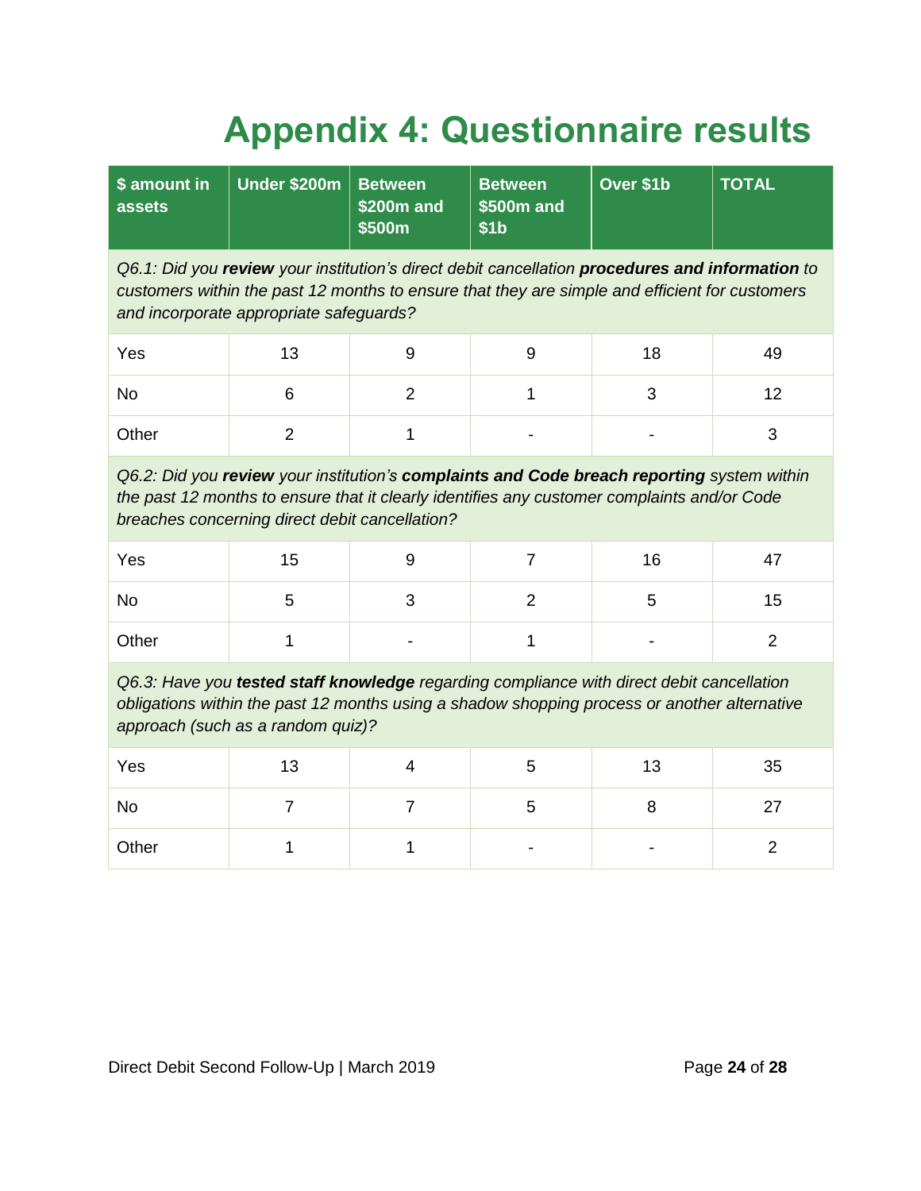# Appendix 4: Questionnaire results

| $ amount in assets | Under $200m | Between $200m and $500m | Between $500m and $1b | Over $1b | TOTAL |
|---|---|---|---|---|---|
| *Q6.1: Did you **review** your institution's direct debit cancellation **procedures and information** to customers within the past 12 months to ensure that they are simple and efficient for customers and incorporate appropriate safeguards?* | | | | | |
| Yes | 13 | 9 | 9 | 18 | 49 |
| No | 6 | 2 | 1 | 3 | 12 |
| Other | 2 | 1 | - | - | 3 |
| *Q6.2: Did you **review** your institution's **complaints and Code breach reporting** system within the past 12 months to ensure that it clearly identifies any customer complaints and/or Code breaches concerning direct debit cancellation?* | | | | | |
| Yes | 15 | 9 | 7 | 16 | 47 |
| No | 5 | 3 | 2 | 5 | 15 |
| Other | 1 | - | 1 | - | 2 |
| *Q6.3: Have you **tested staff knowledge** regarding compliance with direct debit cancellation obligations within the past 12 months using a shadow shopping process or another alternative approach (such as a random quiz)?* | | | | | |
| Yes | 13 | 4 | 5 | 13 | 35 |
| No | 7 | 7 | 5 | 8 | 27 |
| Other | 1 | 1 | - | - | 2 |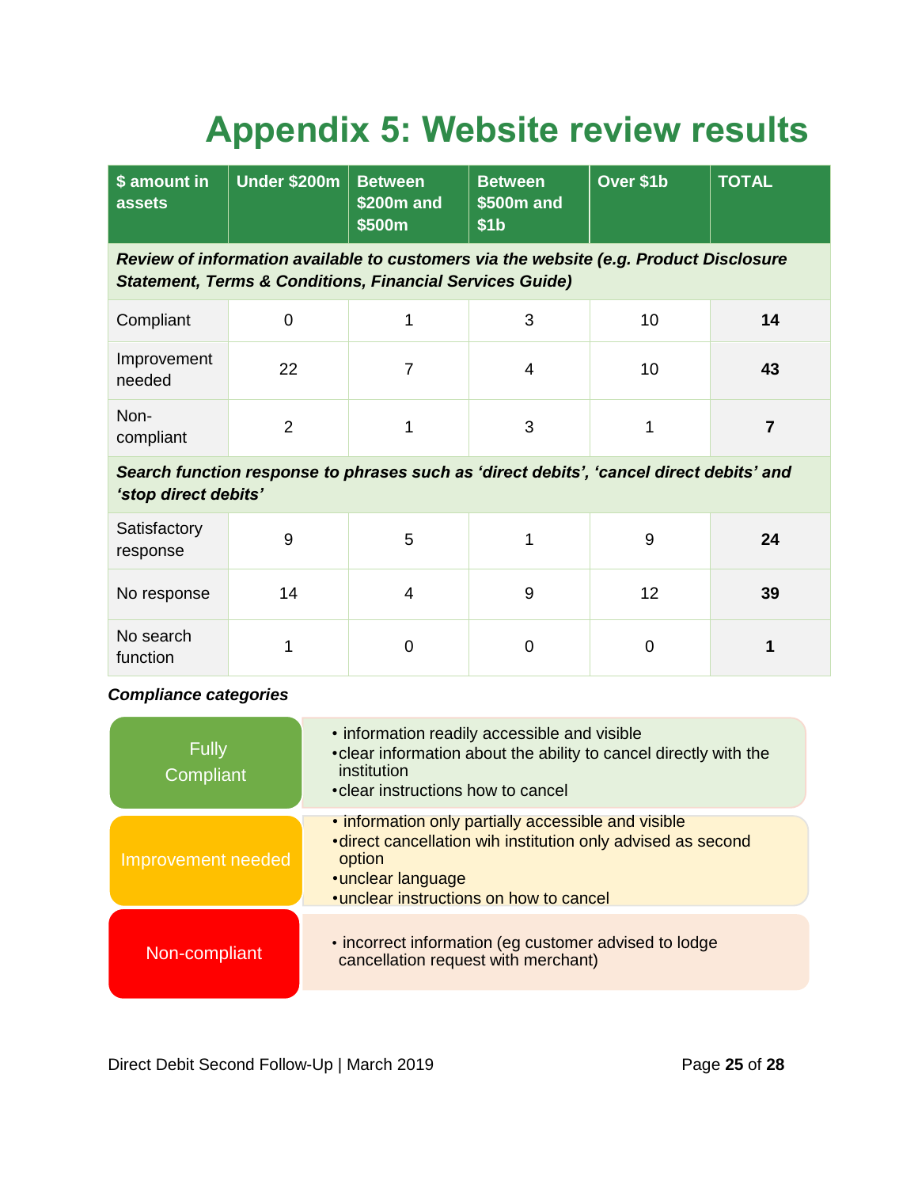# Appendix 5: Website review results

| $ amount in assets | Under $200m | Between $200m and $500m | Between $500m and $1b | Over $1b | TOTAL |
|---|---|---|---|---|---|
| ***Review of information available to customers via the website (e.g. Product Disclosure Statement, Terms & Conditions, Financial Services Guide)*** | | | | | |
| Compliant | 0 | 1 | 3 | 10 | **14** |
| Improvement needed | 22 | 7 | 4 | 10 | **43** |
| Non-compliant | 2 | 1 | 3 | 1 | **7** |
| ***Search function response to phrases such as 'direct debits', 'cancel direct debits' and 'stop direct debits'*** | | | | | |
| Satisfactory response | 9 | 5 | 1 | 9 | **24** |
| No response | 14 | 4 | 9 | 12 | **39** |
| No search function | 1 | 0 | 0 | 0 | **1** |

***Compliance categories***

| Category | Description |
|---|---|
| Fully Compliant | • information readily accessible and visible<br>• clear information about the ability to cancel directly with the institution<br>• clear instructions how to cancel |
| Improvement needed | • information only partially accessible and visible<br>• direct cancellation wih institution only advised as second option<br>• unclear language<br>• unclear instructions on how to cancel |
| Non-compliant | • incorrect information (eg customer advised to lodge cancellation request with merchant) |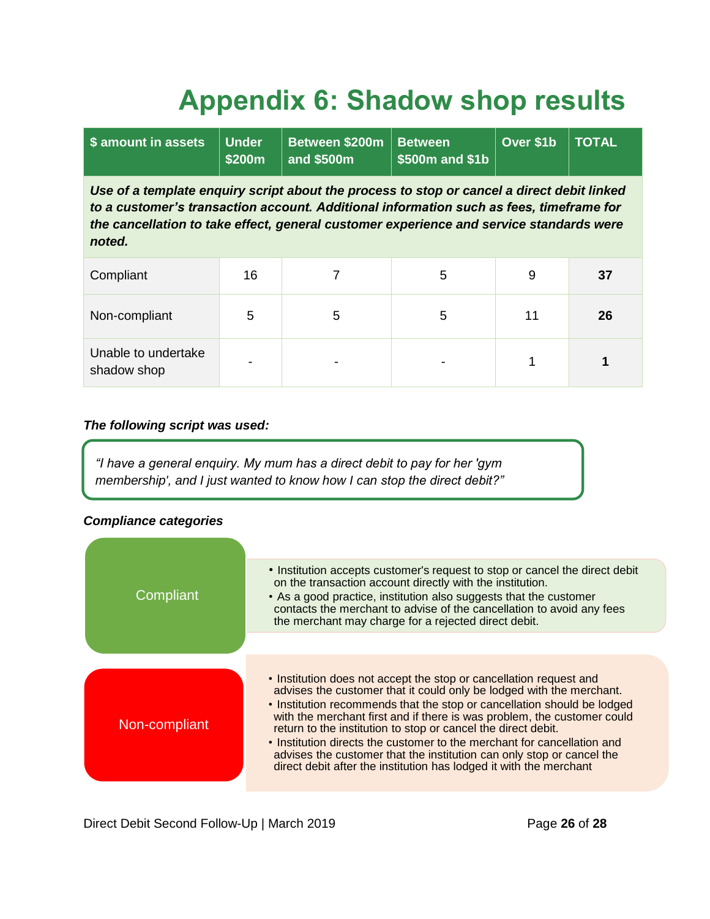# Appendix 6: Shadow shop results

| $ amount in assets | Under $200m | Between $200m and $500m | Between $500m and $1b | Over $1b | TOTAL |
|---|---|---|---|---|---|
| ***Use of a template enquiry script about the process to stop or cancel a direct debit linked to a customer's transaction account. Additional information such as fees, timeframe for the cancellation to take effect, general customer experience and service standards were noted.*** | | | | | |
| Compliant | 16 | 7 | 5 | 9 | **37** |
| Non-compliant | 5 | 5 | 5 | 11 | **26** |
| Unable to undertake shadow shop | - | - | - | 1 | **1** |

***The following script was used:***

> *"I have a general enquiry. My mum has a direct debit to pay for her 'gym membership', and I just wanted to know how I can stop the direct debit?"*

***Compliance categories***

**Compliant**

- Institution accepts customer's request to stop or cancel the direct debit on the transaction account directly with the institution.
- As a good practice, institution also suggests that the customer contacts the merchant to advise of the cancellation to avoid any fees the merchant may charge for a rejected direct debit.

**Non-compliant**

- Institution does not accept the stop or cancellation request and advises the customer that it could only be lodged with the merchant.
- Institution recommends that the stop or cancellation should be lodged with the merchant first and if there is was problem, the customer could return to the institution to stop or cancel the direct debit.
- Institution directs the customer to the merchant for cancellation and advises the customer that the institution can only stop or cancel the direct debit after the institution has lodged it with the merchant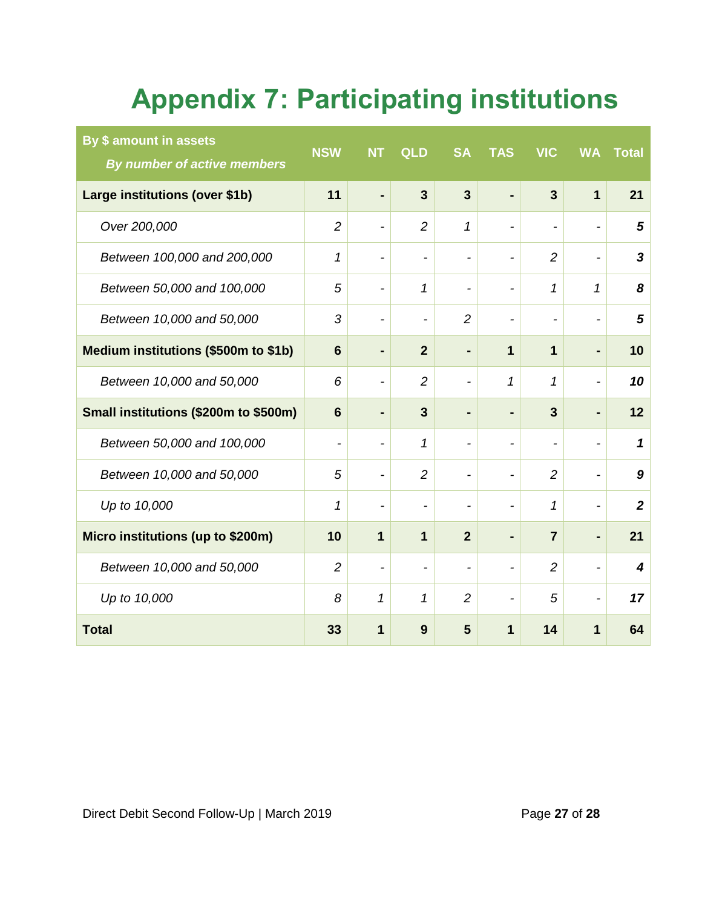# Appendix 7: Participating institutions

| **By $ amount in assets** *By number of active members* | NSW | NT | QLD | SA | TAS | VIC | WA | Total |
|---|---|---|---|---|---|---|---|---|
| **Large institutions (over $1b)** | **11** | **-** | **3** | **3** | **-** | **3** | **1** | **21** |
| *Over 200,000* | *2* | - | *2* | *1* | - | - | - | ***5*** |
| *Between 100,000 and 200,000* | *1* | - | - | - | - | *2* | - | ***3*** |
| *Between 50,000 and 100,000* | *5* | - | *1* | - | - | *1* | *1* | ***8*** |
| *Between 10,000 and 50,000* | *3* | - | - | *2* | - | - | - | ***5*** |
| **Medium institutions ($500m to $1b)** | **6** | **-** | **2** | **-** | **1** | **1** | **-** | **10** |
| *Between 10,000 and 50,000* | *6* | - | *2* | - | *1* | *1* | - | ***10*** |
| **Small institutions ($200m to $500m)** | **6** | **-** | **3** | **-** | **-** | **3** | **-** | **12** |
| *Between 50,000 and 100,000* | - | - | *1* | - | - | - | - | ***1*** |
| *Between 10,000 and 50,000* | *5* | - | *2* | - | - | *2* | - | ***9*** |
| *Up to 10,000* | *1* | - | - | - | - | *1* | - | ***2*** |
| **Micro institutions (up to $200m)** | **10** | **1** | **1** | **2** | **-** | **7** | **-** | **21** |
| *Between 10,000 and 50,000* | *2* | - | - | - | - | *2* | - | ***4*** |
| *Up to 10,000* | *8* | *1* | *1* | *2* | - | *5* | - | ***17*** |
| **Total** | **33** | **1** | **9** | **5** | **1** | **14** | **1** | **64** |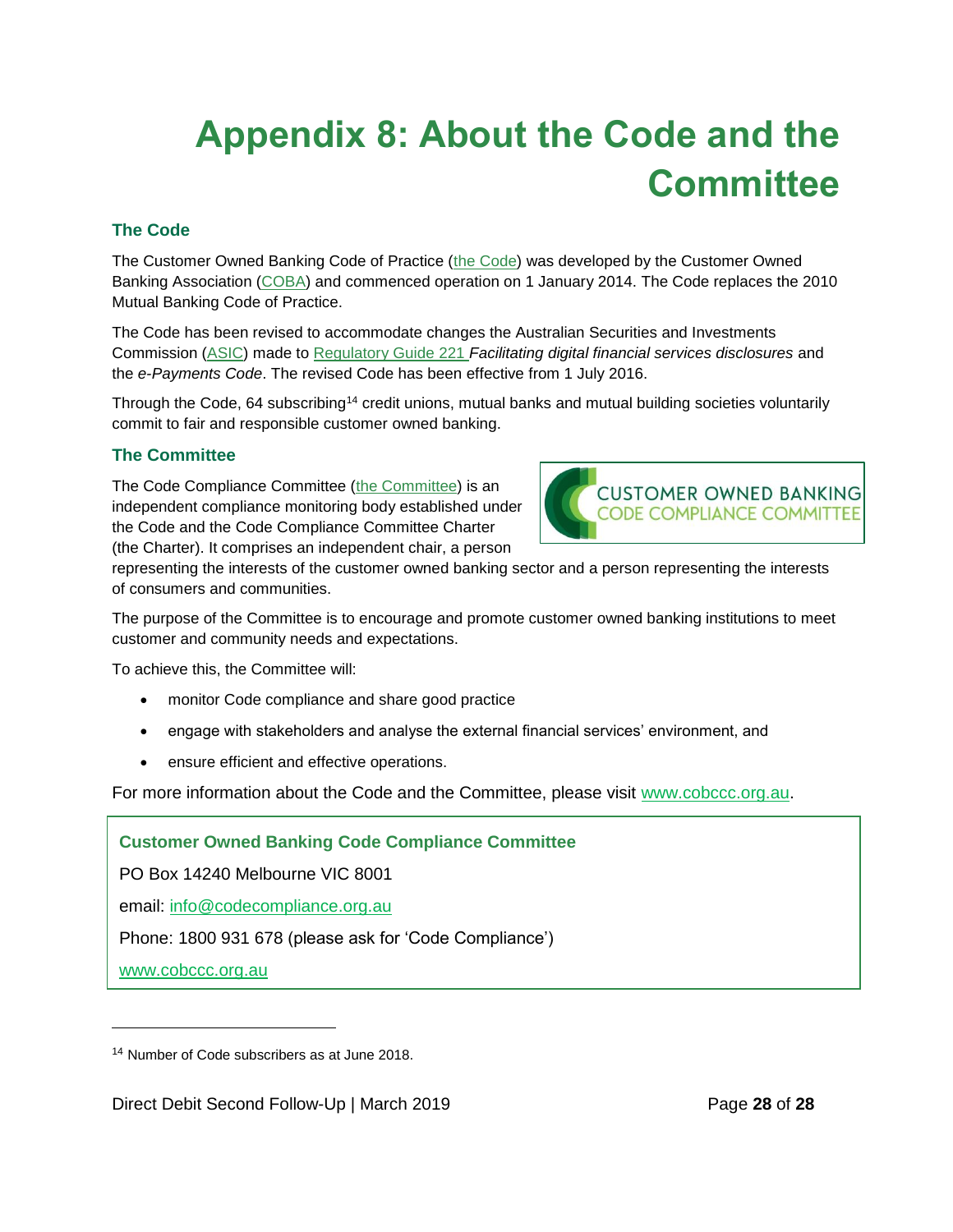# Appendix 8: About the Code and the Committee

## The Code

The Customer Owned Banking Code of Practice (the Code) was developed by the Customer Owned Banking Association (COBA) and commenced operation on 1 January 2014. The Code replaces the 2010 Mutual Banking Code of Practice.

The Code has been revised to accommodate changes the Australian Securities and Investments Commission (ASIC) made to Regulatory Guide 221 *Facilitating digital financial services disclosures* and the *e-Payments Code*. The revised Code has been effective from 1 July 2016.

Through the Code, 64 subscribing[14] credit unions, mutual banks and mutual building societies voluntarily commit to fair and responsible customer owned banking.

## The Committee

The Code Compliance Committee (the Committee) is an independent compliance monitoring body established under the Code and the Code Compliance Committee Charter (the Charter). It comprises an independent chair, a person representing the interests of the customer owned banking sector and a person representing the interests of consumers and communities.

CUSTOMER OWNED BANKING
CODE COMPLIANCE COMMITTEE

The purpose of the Committee is to encourage and promote customer owned banking institutions to meet customer and community needs and expectations.

To achieve this, the Committee will:

- monitor Code compliance and share good practice
- engage with stakeholders and analyse the external financial services' environment, and
- ensure efficient and effective operations.

For more information about the Code and the Committee, please visit www.cobccc.org.au.

**Customer Owned Banking Code Compliance Committee**

PO Box 14240 Melbourne VIC 8001

email: info@codecompliance.org.au

Phone: 1800 931 678 (please ask for 'Code Compliance')

www.cobccc.org.au

---

[14] Number of Code subscribers as at June 2018.